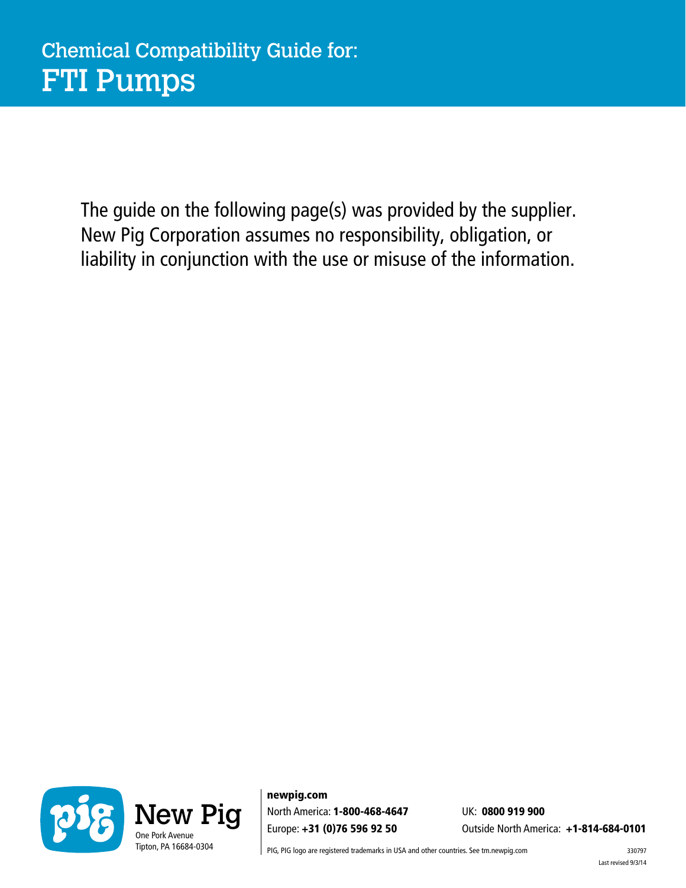# Chemical Compatibility Guide for: FTI Pumps

The guide on the following page(s) was provided by the supplier. New Pig Corporation assumes no responsibility, obligation, or liability in conjunction with the use or misuse of the information.

New Pig
One Pork Avenue
Tipton, PA 16684-0304

**newpig.com**

North America: **1-800-468-4647**

Europe: **+31 (0)76 596 92 50**

UK: **0800 919 900**

Outside North America: **+1-814-684-0101**

PIG, PIG logo are registered trademarks in USA and other countries. See tm.newpig.com

330797

Last revised 9/3/14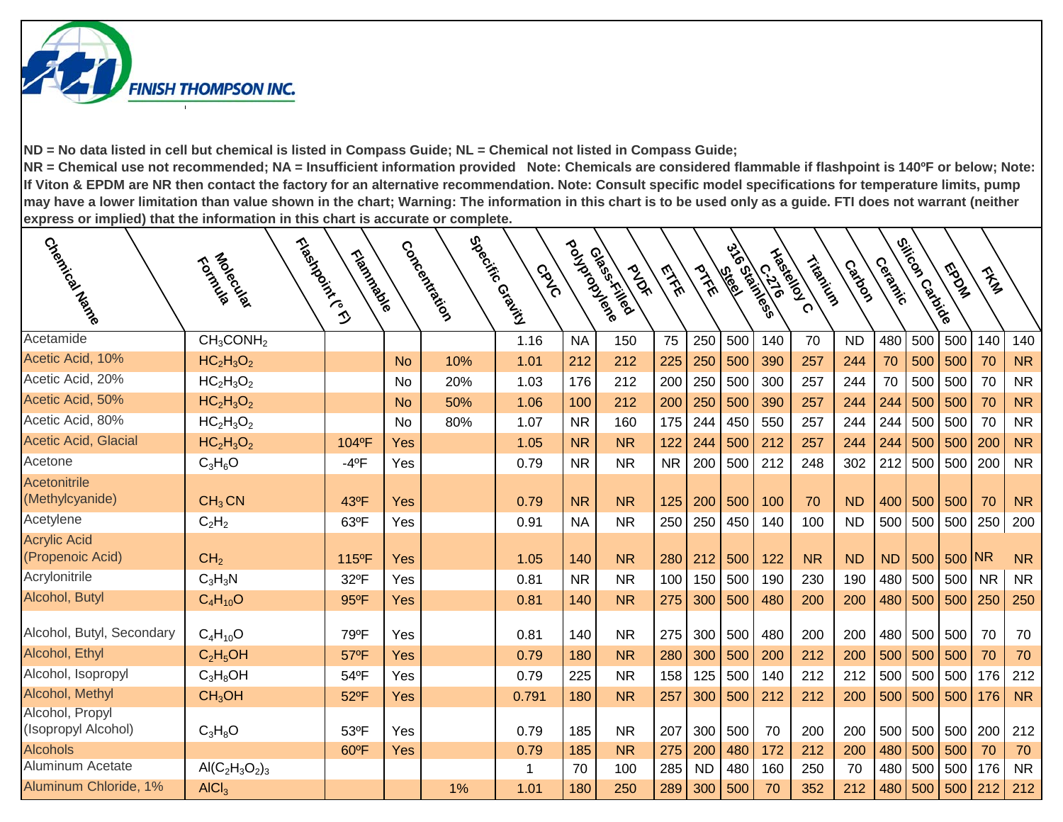ND = No data listed in cell but chemical is listed in Compass Guide; NL = Chemical not listed in Compass Guide;
NR = Chemical use not recommended; NA = Insufficient information provided   Note: Chemicals are considered flammable if flashpoint is 140ºF or below; Note: If Viton & EPDM are NR then contact the factory for an alternative recommendation. Note: Consult specific model specifications for temperature limits, pump may have a lower limitation than value shown in the chart; Warning: The information in this chart is to be used only as a guide. FTI does not warrant (neither express or implied) that the information in this chart is accurate or complete.

| Chemical Name | Molecular Formula | Flashpoint (° F) | Flammable | Concentration | Specific Gravity | CPVC | Polypropylene | Glass-Filled PVDF | ETFE | PTFE | 316 Stainless Steel | Hastelloy C-276 | Titanium | Carbon | Ceramic | Silicon Carbide | EPDM | FKM |
|---|---|---|---|---|---|---|---|---|---|---|---|---|---|---|---|---|---|---|
| Acetamide | $CH_3CONH_2$ | | | | 1.16 | NA | 150 | 75 | 250 | 500 | 140 | 70 | ND | 480 | 500 | 500 | 140 | 140 |
| Acetic Acid, 10% | $HC_2H_3O_2$ | | No | 10% | 1.01 | 212 | 212 | 225 | 250 | 500 | 390 | 257 | 244 | 70 | 500 | 500 | 70 | NR |
| Acetic Acid, 20% | $HC_2H_3O_2$ | | No | 20% | 1.03 | 176 | 212 | 200 | 250 | 500 | 300 | 257 | 244 | 70 | 500 | 500 | 70 | NR |
| Acetic Acid, 50% | $HC_2H_3O_2$ | | No | 50% | 1.06 | 100 | 212 | 200 | 250 | 500 | 390 | 257 | 244 | 244 | 500 | 500 | 70 | NR |
| Acetic Acid, 80% | $HC_2H_3O_2$ | | No | 80% | 1.07 | NR | 160 | 175 | 244 | 450 | 550 | 257 | 244 | 244 | 500 | 500 | 70 | NR |
| Acetic Acid, Glacial | $HC_2H_3O_2$ | 104ºF | Yes | | 1.05 | NR | NR | 122 | 244 | 500 | 212 | 257 | 244 | 244 | 500 | 500 | 200 | NR |
| Acetone | $C_3H_6O$ | -4ºF | Yes | | 0.79 | NR | NR | NR | 200 | 500 | 212 | 248 | 302 | 212 | 500 | 500 | 200 | NR |
| Acetonitrile (Methylcyanide) | $CH_3 CN$ | 43ºF | Yes | | 0.79 | NR | NR | 125 | 200 | 500 | 100 | 70 | ND | 400 | 500 | 500 | 70 | NR |
| Acetylene | $C_2H_2$ | 63ºF | Yes | | 0.91 | NA | NR | 250 | 250 | 450 | 140 | 100 | ND | 500 | 500 | 500 | 250 | 200 |
| Acrylic Acid (Propenoic Acid) | $CH_2$ | 115ºF | Yes | | 1.05 | 140 | NR | 280 | 212 | 500 | 122 | NR | ND | ND | 500 | 500 | NR | NR |
| Acrylonitrile | $C_3H_3N$ | 32ºF | Yes | | 0.81 | NR | NR | 100 | 150 | 500 | 190 | 230 | 190 | 480 | 500 | 500 | NR | NR |
| Alcohol, Butyl | $C_4H_{10}O$ | 95ºF | Yes | | 0.81 | 140 | NR | 275 | 300 | 500 | 480 | 200 | 200 | 480 | 500 | 500 | 250 | 250 |
| Alcohol, Butyl, Secondary | $C_4H_{10}O$ | 79ºF | Yes | | 0.81 | 140 | NR | 275 | 300 | 500 | 480 | 200 | 200 | 480 | 500 | 500 | 70 | 70 |
| Alcohol, Ethyl | $C_2H_5OH$ | 57ºF | Yes | | 0.79 | 180 | NR | 280 | 300 | 500 | 200 | 212 | 200 | 500 | 500 | 500 | 70 | 70 |
| Alcohol, Isopropyl | $C_3H_8OH$ | 54ºF | Yes | | 0.79 | 225 | NR | 158 | 125 | 500 | 140 | 212 | 212 | 500 | 500 | 500 | 176 | 212 |
| Alcohol, Methyl | $CH_3OH$ | 52ºF | Yes | | 0.791 | 180 | NR | 257 | 300 | 500 | 212 | 212 | 200 | 500 | 500 | 500 | 176 | NR |
| Alcohol, Propyl (Isopropyl Alcohol) | $C_3H_8O$ | 53ºF | Yes | | 0.79 | 185 | NR | 207 | 300 | 500 | 70 | 200 | 200 | 500 | 500 | 500 | 200 | 212 |
| Alcohols | | 60ºF | Yes | | 0.79 | 185 | NR | 275 | 200 | 480 | 172 | 212 | 200 | 480 | 500 | 500 | 70 | 70 |
| Aluminum Acetate | $Al(C_2H_3O_2)_3$ | | | | 1 | 70 | 100 | 285 | ND | 480 | 160 | 250 | 70 | 480 | 500 | 500 | 176 | NR |
| Aluminum Chloride, 1% | $AlCl_3$ | | | 1% | 1.01 | 180 | 250 | 289 | 300 | 500 | 70 | 352 | 212 | 480 | 500 | 500 | 212 | 212 |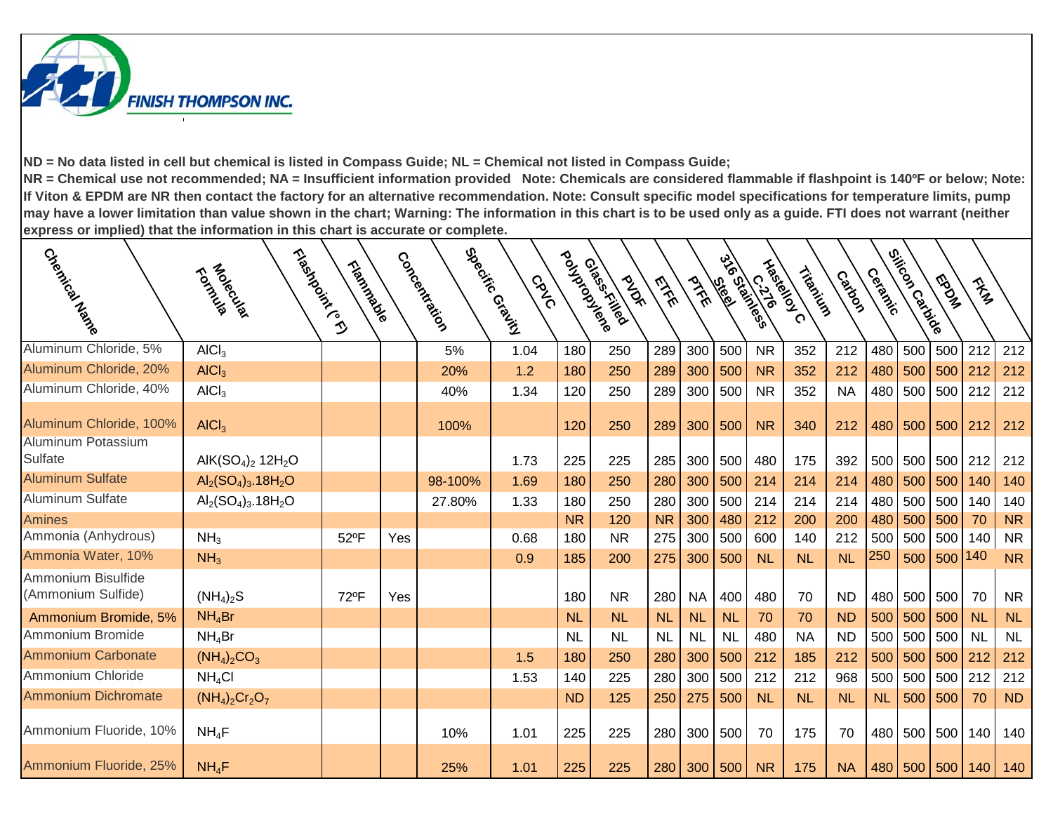ND = No data listed in cell but chemical is listed in Compass Guide; NL = Chemical not listed in Compass Guide;
NR = Chemical use not recommended; NA = Insufficient information provided Note: Chemicals are considered flammable if flashpoint is 140ºF or below; Note: If Viton & EPDM are NR then contact the factory for an alternative recommendation. Note: Consult specific model specifications for temperature limits, pump may have a lower limitation than value shown in the chart; Warning: The information in this chart is to be used only as a guide. FTI does not warrant (neither express or implied) that the information in this chart is accurate or complete.

| Chemical Name | Molecular Formula | Flashpoint (° F) | Flammable | Concentration | Specific Gravity | CPVC | Polypropylene Glass-Filled | PVDF | ETFE | PTFE | 316 Stainless Steel | Hastelloy C C-276 | Titanium | Carbon | Ceramic | Silicon Carbide | EPDM | FKM |
|---|---|---|---|---|---|---|---|---|---|---|---|---|---|---|---|---|---|---|
| Aluminum Chloride, 5% | $AlCl_3$ | | | 5% | 1.04 | 180 | 250 | 289 | 300 | 500 | NR | 352 | 212 | 480 | 500 | 500 | 212 | 212 |
| Aluminum Chloride, 20% | $AlCl_3$ | | | 20% | 1.2 | 180 | 250 | 289 | 300 | 500 | NR | 352 | 212 | 480 | 500 | 500 | 212 | 212 |
| Aluminum Chloride, 40% | $AlCl_3$ | | | 40% | 1.34 | 120 | 250 | 289 | 300 | 500 | NR | 352 | NA | 480 | 500 | 500 | 212 | 212 |
| Aluminum Chloride, 100% | $AlCl_3$ | | | 100% | | 120 | 250 | 289 | 300 | 500 | NR | 340 | 212 | 480 | 500 | 500 | 212 | 212 |
| Aluminum Potassium Sulfate | $AlK(SO_4)_2\ 12H_2O$ | | | | 1.73 | 225 | 225 | 285 | 300 | 500 | 480 | 175 | 392 | 500 | 500 | 500 | 212 | 212 |
| Aluminum Sulfate | $Al_2(SO_4)_3.18H_2O$ | | | 98-100% | 1.69 | 180 | 250 | 280 | 300 | 500 | 214 | 214 | 214 | 480 | 500 | 500 | 140 | 140 |
| Aluminum Sulfate | $Al_2(SO_4)_3.18H_2O$ | | | 27.80% | 1.33 | 180 | 250 | 280 | 300 | 500 | 214 | 214 | 214 | 480 | 500 | 500 | 140 | 140 |
| Amines | | | | | | NR | 120 | NR | 300 | 480 | 212 | 200 | 200 | 480 | 500 | 500 | 70 | NR |
| Ammonia (Anhydrous) | $NH_3$ | 52ºF | Yes | | 0.68 | 180 | NR | 275 | 300 | 500 | 600 | 140 | 212 | 500 | 500 | 500 | 140 | NR |
| Ammonia Water, 10% | $NH_3$ | | | | 0.9 | 185 | 200 | 275 | 300 | 500 | NL | NL | NL | 250 | 500 | 500 | 140 | NR |
| Ammonium Bisulfide (Ammonium Sulfide) | $(NH_4)_2S$ | 72ºF | Yes | | | 180 | NR | 280 | NA | 400 | 480 | 70 | ND | 480 | 500 | 500 | 70 | NR |
| Ammonium Bromide, 5% | $NH_4Br$ | | | | | NL | NL | NL | NL | NL | 70 | 70 | ND | 500 | 500 | 500 | NL | NL |
| Ammonium Bromide | $NH_4Br$ | | | | | NL | NL | NL | NL | NL | 480 | NA | ND | 500 | 500 | 500 | NL | NL |
| Ammonium Carbonate | $(NH_4)_2CO_3$ | | | | 1.5 | 180 | 250 | 280 | 300 | 500 | 212 | 185 | 212 | 500 | 500 | 500 | 212 | 212 |
| Ammonium Chloride | $NH_4Cl$ | | | | 1.53 | 140 | 225 | 280 | 300 | 500 | 212 | 212 | 968 | 500 | 500 | 500 | 212 | 212 |
| Ammonium Dichromate | $(NH_4)_2Cr_2O_7$ | | | | | ND | 125 | 250 | 275 | 500 | NL | NL | NL | NL | 500 | 500 | 70 | ND |
| Ammonium Fluoride, 10% | $NH_4F$ | | | 10% | 1.01 | 225 | 225 | 280 | 300 | 500 | 70 | 175 | 70 | 480 | 500 | 500 | 140 | 140 |
| Ammonium Fluoride, 25% | $NH_4F$ | | | 25% | 1.01 | 225 | 225 | 280 | 300 | 500 | NR | 175 | NA | 480 | 500 | 500 | 140 | 140 |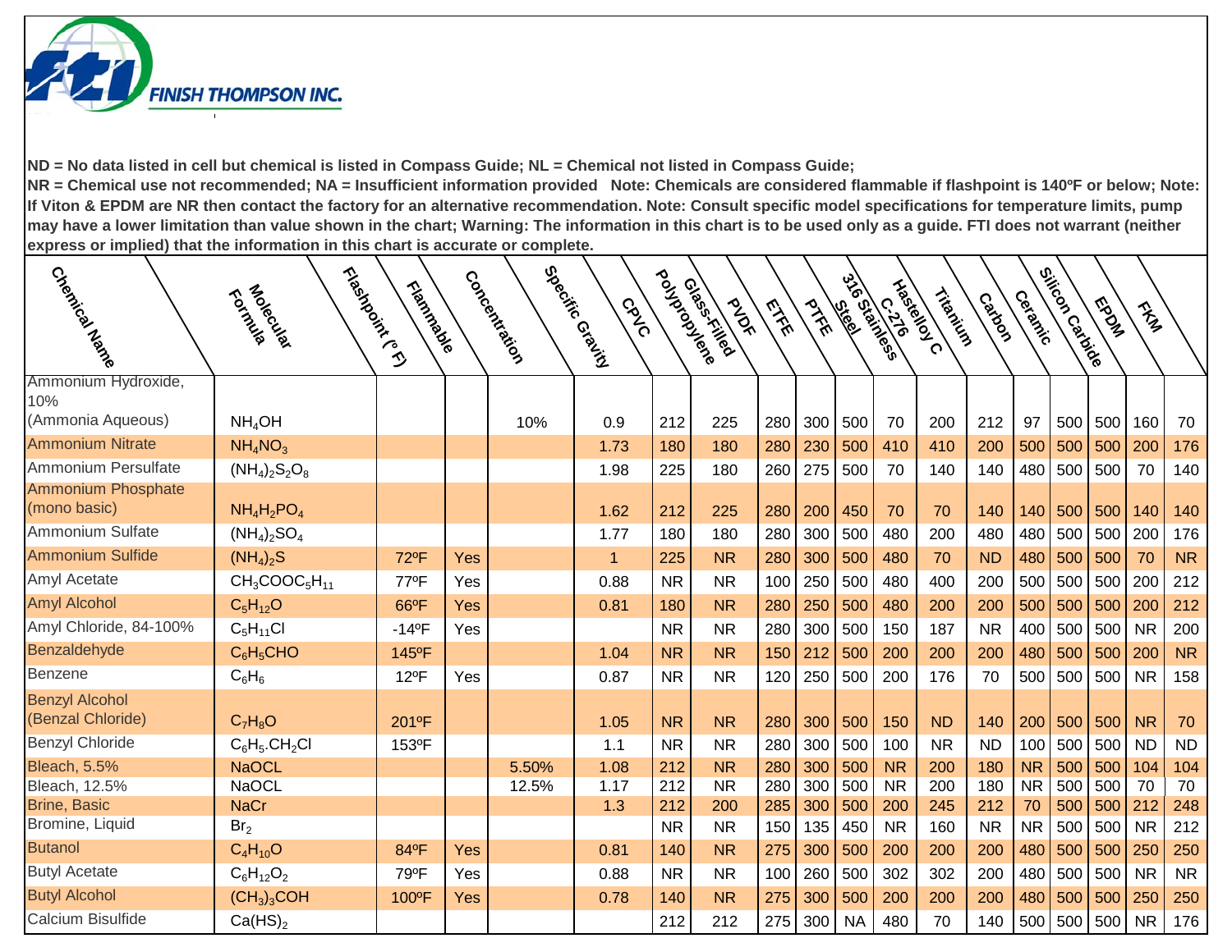ND = No data listed in cell but chemical is listed in Compass Guide; NL = Chemical not listed in Compass Guide;
NR = Chemical use not recommended; NA = Insufficient information provided Note: Chemicals are considered flammable if flashpoint is 140ºF or below; Note: If Viton & EPDM are NR then contact the factory for an alternative recommendation. Note: Consult specific model specifications for temperature limits, pump may have a lower limitation than value shown in the chart; Warning: The information in this chart is to be used only as a guide. FTI does not warrant (neither express or implied) that the information in this chart is accurate or complete.

| Chemical Name | Molecular Formula | Flashpoint (° F) | Flammable | Concentration | Specific Gravity | CPVC | Polypropylene | Glass-Filled Polypropylene | PVDF | ETFE | PTFE | 316 Stainless Steel | Hastelloy C C-276 | Titanium | Carbon | Ceramic | Silicon Carbide | EPDM | FKM |
|---|---|---|---|---|---|---|---|---|---|---|---|---|---|---|---|---|---|---|---|
| Ammonium Hydroxide, 10% (Ammonia Aqueous) | $NH_4OH$ | | | 10% | 0.9 | 212 | 225 | 280 | 300 | 500 | 70 | 200 | 212 | 97 | 500 | 500 | 160 | 70 | |
| Ammonium Nitrate | $NH_4NO_3$ | | | | 1.73 | 180 | 180 | 280 | 230 | 500 | 410 | 410 | 200 | 500 | 500 | 500 | 200 | 176 | |
| Ammonium Persulfate | $(NH_4)_2S_2O_8$ | | | | 1.98 | 225 | 180 | 260 | 275 | 500 | 70 | 140 | 140 | 480 | 500 | 500 | 70 | 140 | |
| Ammonium Phosphate (mono basic) | $NH_4H_2PO_4$ | | | | 1.62 | 212 | 225 | 280 | 200 | 450 | 70 | 70 | 140 | 140 | 500 | 500 | 140 | 140 | |
| Ammonium Sulfate | $(NH_4)_2SO_4$ | | | | 1.77 | 180 | 180 | 280 | 300 | 500 | 480 | 200 | 480 | 480 | 500 | 500 | 200 | 176 | |
| Ammonium Sulfide | $(NH_4)_2S$ | 72ºF | Yes | | 1 | 225 | NR | 280 | 300 | 500 | 480 | 70 | ND | 480 | 500 | 500 | 70 | NR | |
| Amyl Acetate | $CH_3COOC_5H_{11}$ | 77ºF | Yes | | 0.88 | NR | NR | 100 | 250 | 500 | 480 | 400 | 200 | 500 | 500 | 500 | 200 | 212 | |
| Amyl Alcohol | $C_5H_{12}O$ | 66ºF | Yes | | 0.81 | 180 | NR | 280 | 250 | 500 | 480 | 200 | 200 | 500 | 500 | 500 | 200 | 212 | |
| Amyl Chloride, 84-100% | $C_5H_{11}Cl$ | -14ºF | Yes | | | NR | NR | 280 | 300 | 500 | 150 | 187 | NR | 400 | 500 | 500 | NR | 200 | |
| Benzaldehyde | $C_6H_5CHO$ | 145ºF | | | 1.04 | NR | NR | 150 | 212 | 500 | 200 | 200 | 200 | 480 | 500 | 500 | 200 | NR | |
| Benzene | $C_6H_6$ | 12ºF | Yes | | 0.87 | NR | NR | 120 | 250 | 500 | 200 | 176 | 70 | 500 | 500 | 500 | NR | 158 | |
| Benzyl Alcohol (Benzal Chloride) | $C_7H_8O$ | 201ºF | | | 1.05 | NR | NR | 280 | 300 | 500 | 150 | ND | 140 | 200 | 500 | 500 | NR | 70 | |
| Benzyl Chloride | $C_6H_5.CH_2Cl$ | 153ºF | | | 1.1 | NR | NR | 280 | 300 | 500 | 100 | NR | ND | 100 | 500 | 500 | ND | ND | |
| Bleach, 5.5% | NaOCL | | | 5.50% | 1.08 | 212 | NR | 280 | 300 | 500 | NR | 200 | 180 | NR | 500 | 500 | 104 | 104 | |
| Bleach, 12.5% | NaOCL | | | 12.5% | 1.17 | 212 | NR | 280 | 300 | 500 | NR | 200 | 180 | NR | 500 | 500 | 70 | 70 | |
| Brine, Basic | NaCr | | | | 1.3 | 212 | 200 | 285 | 300 | 500 | 200 | 245 | 212 | 70 | 500 | 500 | 212 | 248 | |
| Bromine, Liquid | $Br_2$ | | | | | NR | NR | 150 | 135 | 450 | NR | 160 | NR | NR | 500 | 500 | NR | 212 | |
| Butanol | $C_4H_{10}O$ | 84ºF | Yes | | 0.81 | 140 | NR | 275 | 300 | 500 | 200 | 200 | 200 | 480 | 500 | 500 | 250 | 250 | |
| Butyl Acetate | $C_6H_{12}O_2$ | 79ºF | Yes | | 0.88 | NR | NR | 100 | 260 | 500 | 302 | 302 | 200 | 480 | 500 | 500 | NR | NR | |
| Butyl Alcohol | $(CH_3)_3COH$ | 100ºF | Yes | | 0.78 | 140 | NR | 275 | 300 | 500 | 200 | 200 | 200 | 480 | 500 | 500 | 250 | 250 | |
| Calcium Bisulfide | $Ca(HS)_2$ | | | | | 212 | 212 | 275 | 300 | NA | 480 | 70 | 140 | 500 | 500 | 500 | NR | 176 | |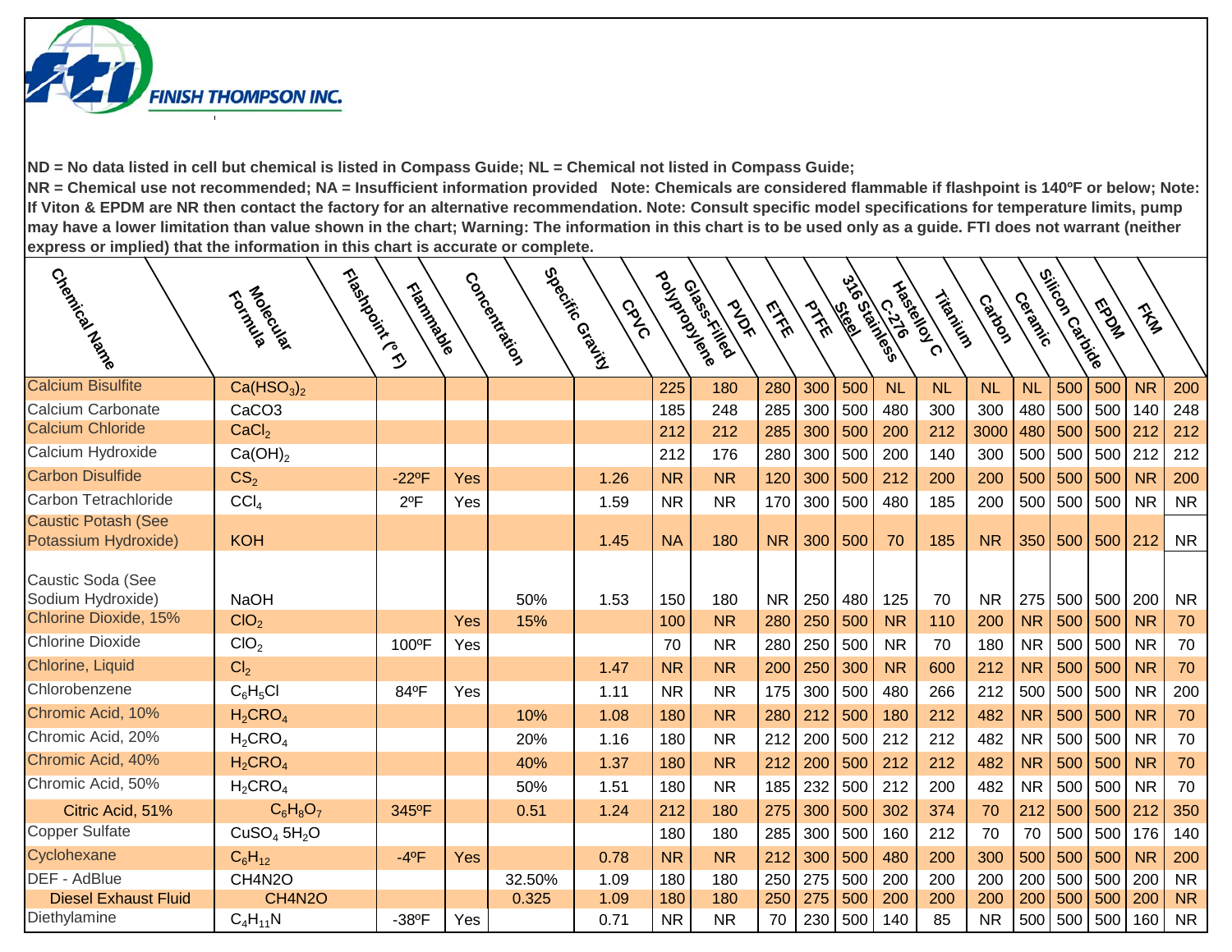FINISH THOMPSON INC.

**ND = No data listed in cell but chemical is listed in Compass Guide; NL = Chemical not listed in Compass Guide; NR = Chemical use not recommended; NA = Insufficient information provided Note: Chemicals are considered flammable if flashpoint is 140ºF or below; Note: If Viton & EPDM are NR then contact the factory for an alternative recommendation. Note: Consult specific model specifications for temperature limits, pump may have a lower limitation than value shown in the chart; Warning: The information in this chart is to be used only as a guide. FTI does not warrant (neither express or implied) that the information in this chart is accurate or complete.**

| Chemical Name | Molecular Formula | Flashpoint (° F) | Flammable | Concentration | Specific Gravity | CPVC | Polypropylene | Glass-Filled PVDF | ETFE | PTFE | 316 Stainless Steel | Hastelloy C C-276 | Titanium | Carbon | Ceramic | Silicon Carbide | EPDM | FKM |
|---|---|---|---|---|---|---|---|---|---|---|---|---|---|---|---|---|---|---|
| Calcium Bisulfite | $Ca(HSO_3)_2$ | | | | | 225 | 180 | 280 | 300 | 500 | NL | NL | NL | NL | 500 | 500 | NR | 200 |
| Calcium Carbonate | CaCO3 | | | | | 185 | 248 | 285 | 300 | 500 | 480 | 300 | 300 | 480 | 500 | 500 | 140 | 248 |
| Calcium Chloride | $CaCl_2$ | | | | | 212 | 212 | 285 | 300 | 500 | 200 | 212 | 3000 | 480 | 500 | 500 | 212 | 212 |
| Calcium Hydroxide | $Ca(OH)_2$ | | | | | 212 | 176 | 280 | 300 | 500 | 200 | 140 | 300 | 500 | 500 | 500 | 212 | 212 |
| Carbon Disulfide | $CS_2$ | -22ºF | Yes | | 1.26 | NR | NR | 120 | 300 | 500 | 212 | 200 | 200 | 500 | 500 | 500 | NR | 200 |
| Carbon Tetrachloride | $CCl_4$ | 2ºF | Yes | | 1.59 | NR | NR | 170 | 300 | 500 | 480 | 185 | 200 | 500 | 500 | 500 | NR | NR |
| Caustic Potash (See Potassium Hydroxide) | KOH | | | | 1.45 | NA | 180 | NR | 300 | 500 | 70 | 185 | NR | 350 | 500 | 500 | 212 | NR |
| Caustic Soda (See Sodium Hydroxide) | NaOH | | | 50% | 1.53 | 150 | 180 | NR | 250 | 480 | 125 | 70 | NR | 275 | 500 | 500 | 200 | NR |
| Chlorine Dioxide, 15% | $ClO_2$ | | Yes | 15% | | 100 | NR | 280 | 250 | 500 | NR | 110 | 200 | NR | 500 | 500 | NR | 70 |
| Chlorine Dioxide | $ClO_2$ | 100ºF | Yes | | | 70 | NR | 280 | 250 | 500 | NR | 70 | 180 | NR | 500 | 500 | NR | 70 |
| Chlorine, Liquid | $Cl_2$ | | | | 1.47 | NR | NR | 200 | 250 | 300 | NR | 600 | 212 | NR | 500 | 500 | NR | 70 |
| Chlorobenzene | $C_6H_5Cl$ | 84ºF | Yes | | 1.11 | NR | NR | 175 | 300 | 500 | 480 | 266 | 212 | 500 | 500 | 500 | NR | 200 |
| Chromic Acid, 10% | $H_2CRO_4$ | | | 10% | 1.08 | 180 | NR | 280 | 212 | 500 | 180 | 212 | 482 | NR | 500 | 500 | NR | 70 |
| Chromic Acid, 20% | $H_2CRO_4$ | | | 20% | 1.16 | 180 | NR | 212 | 200 | 500 | 212 | 212 | 482 | NR | 500 | 500 | NR | 70 |
| Chromic Acid, 40% | $H_2CRO_4$ | | | 40% | 1.37 | 180 | NR | 212 | 200 | 500 | 212 | 212 | 482 | NR | 500 | 500 | NR | 70 |
| Chromic Acid, 50% | $H_2CRO_4$ | | | 50% | 1.51 | 180 | NR | 185 | 232 | 500 | 212 | 200 | 482 | NR | 500 | 500 | NR | 70 |
| Citric Acid, 51% | $C_6H_8O_7$ | 345ºF | | 0.51 | 1.24 | 212 | 180 | 275 | 300 | 500 | 302 | 374 | 70 | 212 | 500 | 500 | 212 | 350 |
| Copper Sulfate | $CuSO_4$ $5H_2O$ | | | | | 180 | 180 | 285 | 300 | 500 | 160 | 212 | 70 | 70 | 500 | 500 | 176 | 140 |
| Cyclohexane | $C_6H_{12}$ | -4ºF | Yes | | 0.78 | NR | NR | 212 | 300 | 500 | 480 | 200 | 300 | 500 | 500 | 500 | NR | 200 |
| DEF - AdBlue | CH4N2O | | | 32.50% | 1.09 | 180 | 180 | 250 | 275 | 500 | 200 | 200 | 200 | 200 | 500 | 500 | 200 | NR |
| Diesel Exhaust Fluid | CH4N2O | | | 0.325 | 1.09 | 180 | 180 | 250 | 275 | 500 | 200 | 200 | 200 | 200 | 500 | 500 | 200 | NR |
| Diethylamine | $C_4H_{11}N$ | -38ºF | Yes | | 0.71 | NR | NR | 70 | 230 | 500 | 140 | 85 | NR | 500 | 500 | 500 | 160 | NR |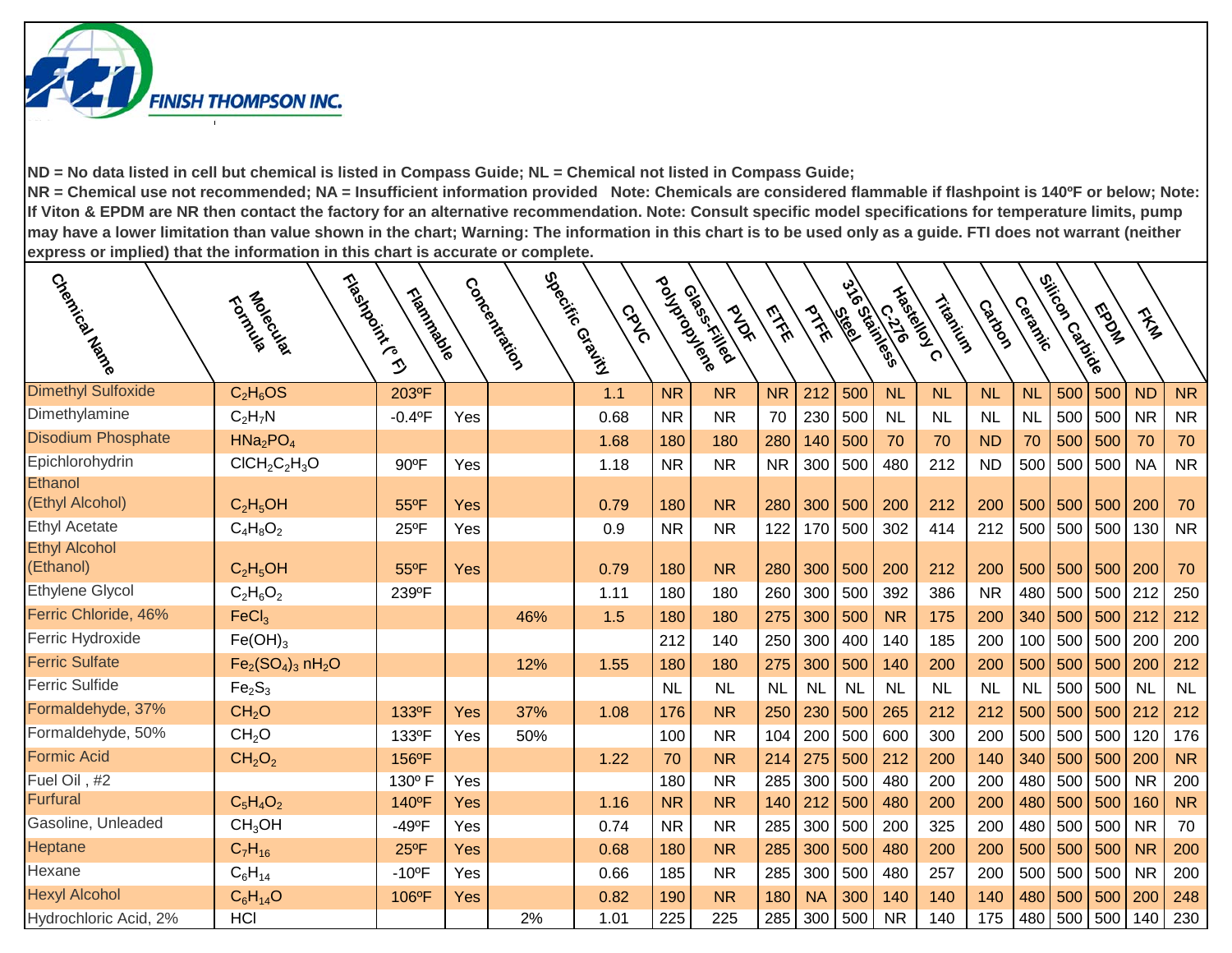**ND = No data listed in cell but chemical is listed in Compass Guide; NL = Chemical not listed in Compass Guide; NR = Chemical use not recommended; NA = Insufficient information provided   Note: Chemicals are considered flammable if flashpoint is 140ºF or below; Note: If Viton & EPDM are NR then contact the factory for an alternative recommendation. Note: Consult specific model specifications for temperature limits, pump may have a lower limitation than value shown in the chart; Warning: The information in this chart is to be used only as a guide. FTI does not warrant (neither express or implied) that the information in this chart is accurate or complete.**

| Chemical Name | Molecular Formula | Flashpoint (° F) | Flammable | Concentration | Specific Gravity | CPVC | Glass-Filled Polypropylene | PVDF | ETFE | PTFE | 316 Stainless Steel | Hastelloy C C-276 | Titanium | Carbon | Ceramic | Silicon Carbide | EPDM | FKM |
|---|---|---|---|---|---|---|---|---|---|---|---|---|---|---|---|---|---|---|
| Dimethyl Sulfoxide | $C_2H_6OS$ | 203ºF | | | 1.1 | NR | NR | NR | 212 | 500 | NL | NL | NL | NL | 500 | 500 | ND | NR |
| Dimethylamine | $C_2H_7N$ | -0.4ºF | Yes | | 0.68 | NR | NR | 70 | 230 | 500 | NL | NL | NL | NL | 500 | 500 | NR | NR |
| Disodium Phosphate | $HNa_2PO_4$ | | | | 1.68 | 180 | 180 | 280 | 140 | 500 | 70 | 70 | ND | 70 | 500 | 500 | 70 | 70 |
| Epichlorohydrin | $ClCH_2C_2H_3O$ | 90ºF | Yes | | 1.18 | NR | NR | NR | 300 | 500 | 480 | 212 | ND | 500 | 500 | 500 | NA | NR |
| Ethanol (Ethyl Alcohol) | $C_2H_5OH$ | 55ºF | Yes | | 0.79 | 180 | NR | 280 | 300 | 500 | 200 | 212 | 200 | 500 | 500 | 500 | 200 | 70 |
| Ethyl Acetate | $C_4H_8O_2$ | 25ºF | Yes | | 0.9 | NR | NR | 122 | 170 | 500 | 302 | 414 | 212 | 500 | 500 | 500 | 130 | NR |
| Ethyl Alcohol (Ethanol) | $C_2H_5OH$ | 55ºF | Yes | | 0.79 | 180 | NR | 280 | 300 | 500 | 200 | 212 | 200 | 500 | 500 | 500 | 200 | 70 |
| Ethylene Glycol | $C_2H_6O_2$ | 239ºF | | | 1.11 | 180 | 180 | 260 | 300 | 500 | 392 | 386 | NR | 480 | 500 | 500 | 212 | 250 |
| Ferric Chloride, 46% | $FeCl_3$ | | | 46% | 1.5 | 180 | 180 | 275 | 300 | 500 | NR | 175 | 200 | 340 | 500 | 500 | 212 | 212 |
| Ferric Hydroxide | $Fe(OH)_3$ | | | | | 212 | 140 | 250 | 300 | 400 | 140 | 185 | 200 | 100 | 500 | 500 | 200 | 200 |
| Ferric Sulfate | $Fe_2(SO_4)_3\ nH_2O$ | | | 12% | 1.55 | 180 | 180 | 275 | 300 | 500 | 140 | 200 | 200 | 500 | 500 | 500 | 200 | 212 |
| Ferric Sulfide | $Fe_2S_3$ | | | | | NL | NL | NL | NL | NL | NL | NL | NL | NL | 500 | 500 | NL | NL |
| Formaldehyde, 37% | $CH_2O$ | 133ºF | Yes | 37% | 1.08 | 176 | NR | 250 | 230 | 500 | 265 | 212 | 212 | 500 | 500 | 500 | 212 | 212 |
| Formaldehyde, 50% | $CH_2O$ | 133ºF | Yes | 50% | | 100 | NR | 104 | 200 | 500 | 600 | 300 | 200 | 500 | 500 | 500 | 120 | 176 |
| Formic Acid | $CH_2O_2$ | 156ºF | | | 1.22 | 70 | NR | 214 | 275 | 500 | 212 | 200 | 140 | 340 | 500 | 500 | 200 | NR |
| Fuel Oil , #2 | | 130º F | Yes | | | 180 | NR | 285 | 300 | 500 | 480 | 200 | 200 | 480 | 500 | 500 | NR | 200 |
| Furfural | $C_5H_4O_2$ | 140ºF | Yes | | 1.16 | NR | NR | 140 | 212 | 500 | 480 | 200 | 200 | 480 | 500 | 500 | 160 | NR |
| Gasoline, Unleaded | $CH_3OH$ | -49ºF | Yes | | 0.74 | NR | NR | 285 | 300 | 500 | 200 | 325 | 200 | 480 | 500 | 500 | NR | 70 |
| Heptane | $C_7H_{16}$ | 25ºF | Yes | | 0.68 | 180 | NR | 285 | 300 | 500 | 480 | 200 | 200 | 500 | 500 | 500 | NR | 200 |
| Hexane | $C_6H_{14}$ | -10ºF | Yes | | 0.66 | 185 | NR | 285 | 300 | 500 | 480 | 257 | 200 | 500 | 500 | 500 | NR | 200 |
| Hexyl Alcohol | $C_6H_{14}O$ | 106ºF | Yes | | 0.82 | 190 | NR | 180 | NA | 300 | 140 | 140 | 140 | 480 | 500 | 500 | 200 | 248 |
| Hydrochloric Acid, 2% | HCl | | | 2% | 1.01 | 225 | 225 | 285 | 300 | 500 | NR | 140 | 175 | 480 | 500 | 500 | 140 | 230 |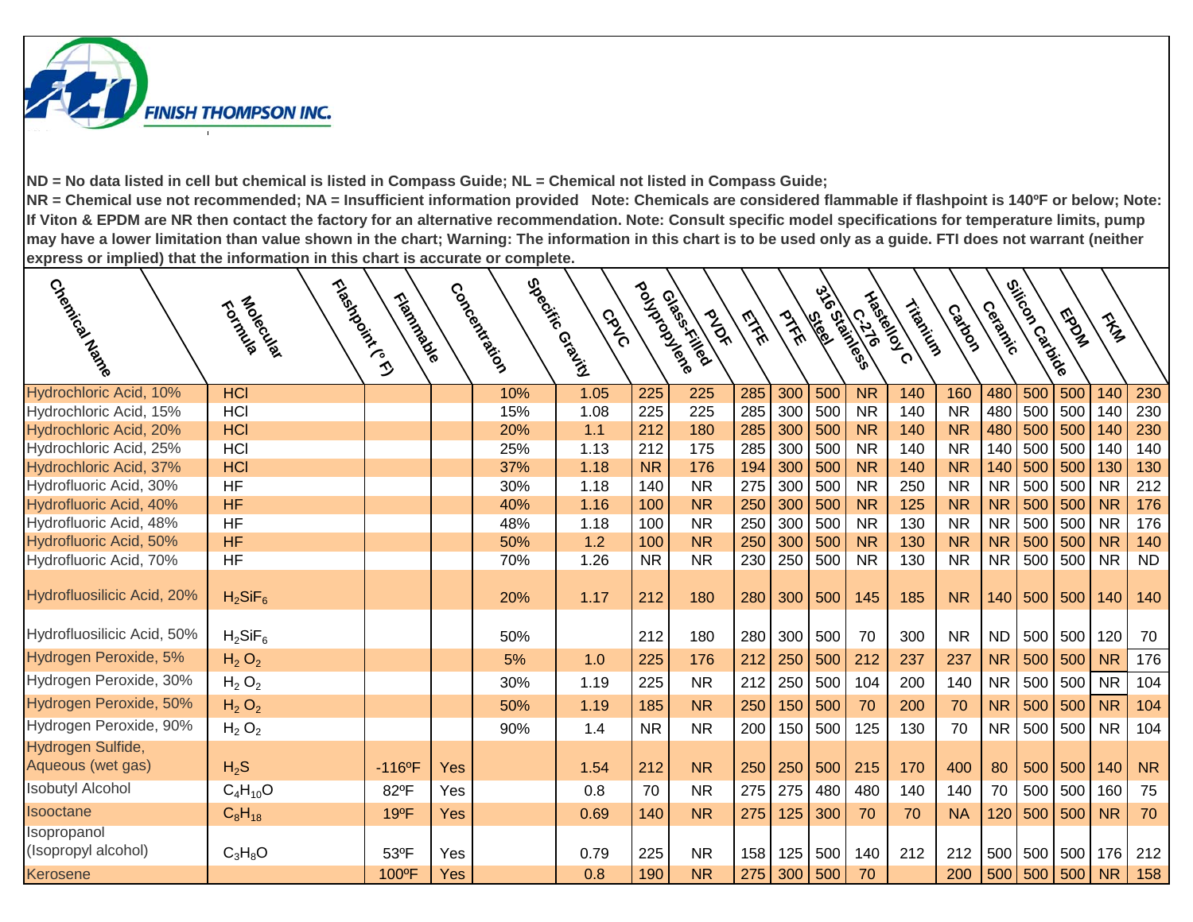**FINISH THOMPSON INC.**

**ND = No data listed in cell but chemical is listed in Compass Guide; NL = Chemical not listed in Compass Guide; NR = Chemical use not recommended; NA = Insufficient information provided   Note: Chemicals are considered flammable if flashpoint is 140ºF or below; Note: If Viton & EPDM are NR then contact the factory for an alternative recommendation. Note: Consult specific model specifications for temperature limits, pump may have a lower limitation than value shown in the chart; Warning: The information in this chart is to be used only as a guide. FTI does not warrant (neither express or implied) that the information in this chart is accurate or complete.**

| Chemical Name | Molecular Formula | Flashpoint (° F) | Flammable | Concentration | Specific Gravity | CPVC | Glass-Filled Polypropylene | PVDF | ETFE | PTFE | 316 Stainless Steel | Hastelloy C C-276 | Titanium | Carbon | Ceramic | Silicon Carbide | EPDM | FKM |
|---|---|---|---|---|---|---|---|---|---|---|---|---|---|---|---|---|---|---|
| Hydrochloric Acid, 10% | HCl | | | 10% | 1.05 | 225 | 225 | 285 | 300 | 500 | NR | 140 | 160 | 480 | 500 | 500 | 140 | 230 |
| Hydrochloric Acid, 15% | HCl | | | 15% | 1.08 | 225 | 225 | 285 | 300 | 500 | NR | 140 | NR | 480 | 500 | 500 | 140 | 230 |
| Hydrochloric Acid, 20% | HCl | | | 20% | 1.1 | 212 | 180 | 285 | 300 | 500 | NR | 140 | NR | 480 | 500 | 500 | 140 | 230 |
| Hydrochloric Acid, 25% | HCl | | | 25% | 1.13 | 212 | 175 | 285 | 300 | 500 | NR | 140 | NR | 140 | 500 | 500 | 140 | 140 |
| Hydrochloric Acid, 37% | HCl | | | 37% | 1.18 | NR | 176 | 194 | 300 | 500 | NR | 140 | NR | 140 | 500 | 500 | 130 | 130 |
| Hydrofluoric Acid, 30% | HF | | | 30% | 1.18 | 140 | NR | 275 | 300 | 500 | NR | 250 | NR | NR | 500 | 500 | NR | 212 |
| Hydrofluoric Acid, 40% | HF | | | 40% | 1.16 | 100 | NR | 250 | 300 | 500 | NR | 125 | NR | NR | 500 | 500 | NR | 176 |
| Hydrofluoric Acid, 48% | HF | | | 48% | 1.18 | 100 | NR | 250 | 300 | 500 | NR | 130 | NR | NR | 500 | 500 | NR | 176 |
| Hydrofluoric Acid, 50% | HF | | | 50% | 1.2 | 100 | NR | 250 | 300 | 500 | NR | 130 | NR | NR | 500 | 500 | NR | 140 |
| Hydrofluoric Acid, 70% | HF | | | 70% | 1.26 | NR | NR | 230 | 250 | 500 | NR | 130 | NR | NR | 500 | 500 | NR | ND |
| Hydrofluosilicic Acid, 20% | $H_2SiF_6$ | | | 20% | 1.17 | 212 | 180 | 280 | 300 | 500 | 145 | 185 | NR | 140 | 500 | 500 | 140 | 140 |
| Hydrofluosilicic Acid, 50% | $H_2SiF_6$ | | | 50% | | 212 | 180 | 280 | 300 | 500 | 70 | 300 | NR | ND | 500 | 500 | 120 | 70 |
| Hydrogen Peroxide, 5% | $H_2O_2$ | | | 5% | 1.0 | 225 | 176 | 212 | 250 | 500 | 212 | 237 | 237 | NR | 500 | 500 | NR | 176 |
| Hydrogen Peroxide, 30% | $H_2O_2$ | | | 30% | 1.19 | 225 | NR | 212 | 250 | 500 | 104 | 200 | 140 | NR | 500 | 500 | NR | 104 |
| Hydrogen Peroxide, 50% | $H_2O_2$ | | | 50% | 1.19 | 185 | NR | 250 | 150 | 500 | 70 | 200 | 70 | NR | 500 | 500 | NR | 104 |
| Hydrogen Peroxide, 90% | $H_2O_2$ | | | 90% | 1.4 | NR | NR | 200 | 150 | 500 | 125 | 130 | 70 | NR | 500 | 500 | NR | 104 |
| Hydrogen Sulfide, Aqueous (wet gas) | $H_2S$ | -116ºF | Yes | | 1.54 | 212 | NR | 250 | 250 | 500 | 215 | 170 | 400 | 80 | 500 | 500 | 140 | NR |
| Isobutyl Alcohol | $C_4H_{10}O$ | 82ºF | Yes | | 0.8 | 70 | NR | 275 | 275 | 480 | 480 | 140 | 140 | 70 | 500 | 500 | 160 | 75 |
| Isooctane | $C_8H_{18}$ | 19ºF | Yes | | 0.69 | 140 | NR | 275 | 125 | 300 | 70 | 70 | NA | 120 | 500 | 500 | NR | 70 |
| Isopropanol (Isopropyl alcohol) | $C_3H_8O$ | 53ºF | Yes | | 0.79 | 225 | NR | 158 | 125 | 500 | 140 | 212 | 212 | 500 | 500 | 500 | 176 | 212 |
| Kerosene | | 100ºF | Yes | | 0.8 | 190 | NR | 275 | 300 | 500 | 70 | | 200 | 500 | 500 | 500 | NR | 158 |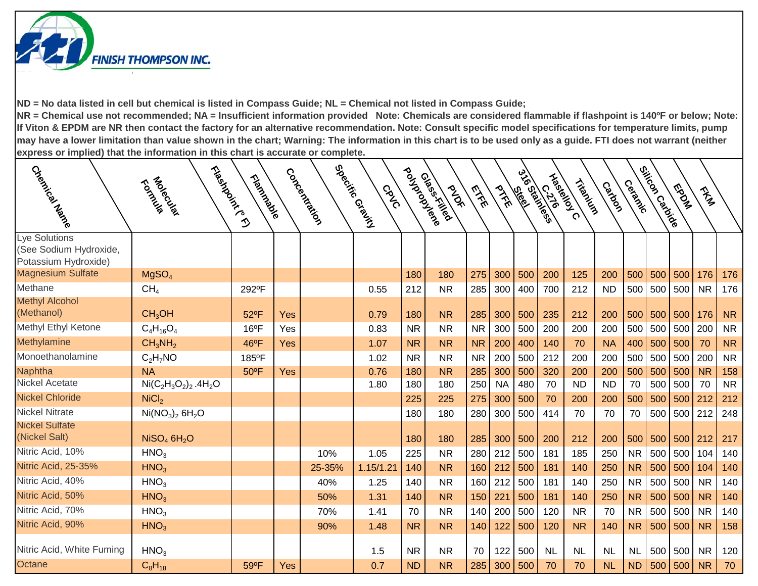**ND = No data listed in cell but chemical is listed in Compass Guide; NL = Chemical not listed in Compass Guide; NR = Chemical use not recommended; NA = Insufficient information provided Note: Chemicals are considered flammable if flashpoint is 140ºF or below; Note: If Viton & EPDM are NR then contact the factory for an alternative recommendation. Note: Consult specific model specifications for temperature limits, pump may have a lower limitation than value shown in the chart; Warning: The information in this chart is to be used only as a guide. FTI does not warrant (neither express or implied) that the information in this chart is accurate or complete.**

| Chemical Name | Molecular Formula | Flashpoint (° F) | Flammable | Concentration | Specific Gravity | CPVC | Glass-Filled Polypropylene | PVDF | ETFE | PTFE | 316 Stainless Steel | Hastelloy C C-276 | Titanium | Carbon | Ceramic | Silicon Carbide | EPDM | FKM |
|---|---|---|---|---|---|---|---|---|---|---|---|---|---|---|---|---|---|---|
| Lye Solutions (See Sodium Hydroxide, Potassium Hydroxide) | | | | | | | | | | | | | | | | | | |
| Magnesium Sulfate | $MgSO_4$ | | | | | 180 | 180 | 275 | 300 | 500 | 200 | 125 | 200 | 500 | 500 | 500 | 176 | 176 |
| Methane | $CH_4$ | 292ºF | | | 0.55 | 212 | NR | 285 | 300 | 400 | 700 | 212 | ND | 500 | 500 | 500 | NR | 176 |
| Methyl Alcohol (Methanol) | $CH_3OH$ | 52ºF | Yes | | 0.79 | 180 | NR | 285 | 300 | 500 | 235 | 212 | 200 | 500 | 500 | 500 | 176 | NR |
| Methyl Ethyl Ketone | $C_4H_{16}O_4$ | 16ºF | Yes | | 0.83 | NR | NR | NR | 300 | 500 | 200 | 200 | 200 | 500 | 500 | 500 | 200 | NR |
| Methylamine | $CH_3NH_2$ | 46ºF | Yes | | 1.07 | NR | NR | NR | 200 | 400 | 140 | 70 | NA | 400 | 500 | 500 | 70 | NR |
| Monoethanolamine | $C_2H_7NO$ | 185ºF | | | 1.02 | NR | NR | NR | 200 | 500 | 212 | 200 | 200 | 500 | 500 | 500 | 200 | NR |
| Naphtha | NA | 50ºF | Yes | | 0.76 | 180 | NR | 285 | 300 | 500 | 320 | 200 | 200 | 500 | 500 | 500 | NR | 158 |
| Nickel Acetate | $Ni(C_2H_3O_2)_2 .4H_2O$ | | | | 1.80 | 180 | 180 | 250 | NA | 480 | 70 | ND | ND | 70 | 500 | 500 | 70 | NR |
| Nickel Chloride | $NiCl_2$ | | | | | 225 | 225 | 275 | 300 | 500 | 70 | 200 | 200 | 500 | 500 | 500 | 212 | 212 |
| Nickel Nitrate | $Ni(NO_3)_2\ 6H_2O$ | | | | | 180 | 180 | 280 | 300 | 500 | 414 | 70 | 70 | 70 | 500 | 500 | 212 | 248 |
| Nickel Sulfate (Nickel Salt) | $NiSO_4\ 6H_2O$ | | | | | 180 | 180 | 285 | 300 | 500 | 200 | 212 | 200 | 500 | 500 | 500 | 212 | 217 |
| Nitric Acid, 10% | $HNO_3$ | | | 10% | 1.05 | 225 | NR | 280 | 212 | 500 | 181 | 185 | 250 | NR | 500 | 500 | 104 | 140 |
| Nitric Acid, 25-35% | $HNO_3$ | | | 25-35% | 1.15/1.21 | 140 | NR | 160 | 212 | 500 | 181 | 140 | 250 | NR | 500 | 500 | 104 | 140 |
| Nitric Acid, 40% | $HNO_3$ | | | 40% | 1.25 | 140 | NR | 160 | 212 | 500 | 181 | 140 | 250 | NR | 500 | 500 | NR | 140 |
| Nitric Acid, 50% | $HNO_3$ | | | 50% | 1.31 | 140 | NR | 150 | 221 | 500 | 181 | 140 | 250 | NR | 500 | 500 | NR | 140 |
| Nitric Acid, 70% | $HNO_3$ | | | 70% | 1.41 | 70 | NR | 140 | 200 | 500 | 120 | NR | 70 | NR | 500 | 500 | NR | 140 |
| Nitric Acid, 90% | $HNO_3$ | | | 90% | 1.48 | NR | NR | 140 | 122 | 500 | 120 | NR | 140 | NR | 500 | 500 | NR | 158 |
| Nitric Acid, White Fuming | $HNO_3$ | | | | 1.5 | NR | NR | 70 | 122 | 500 | NL | NL | NL | NL | 500 | 500 | NR | 120 |
| Octane | $C_8H_{18}$ | 59ºF | Yes | | 0.7 | ND | NR | 285 | 300 | 500 | 70 | 70 | NL | ND | 500 | 500 | NR | 70 |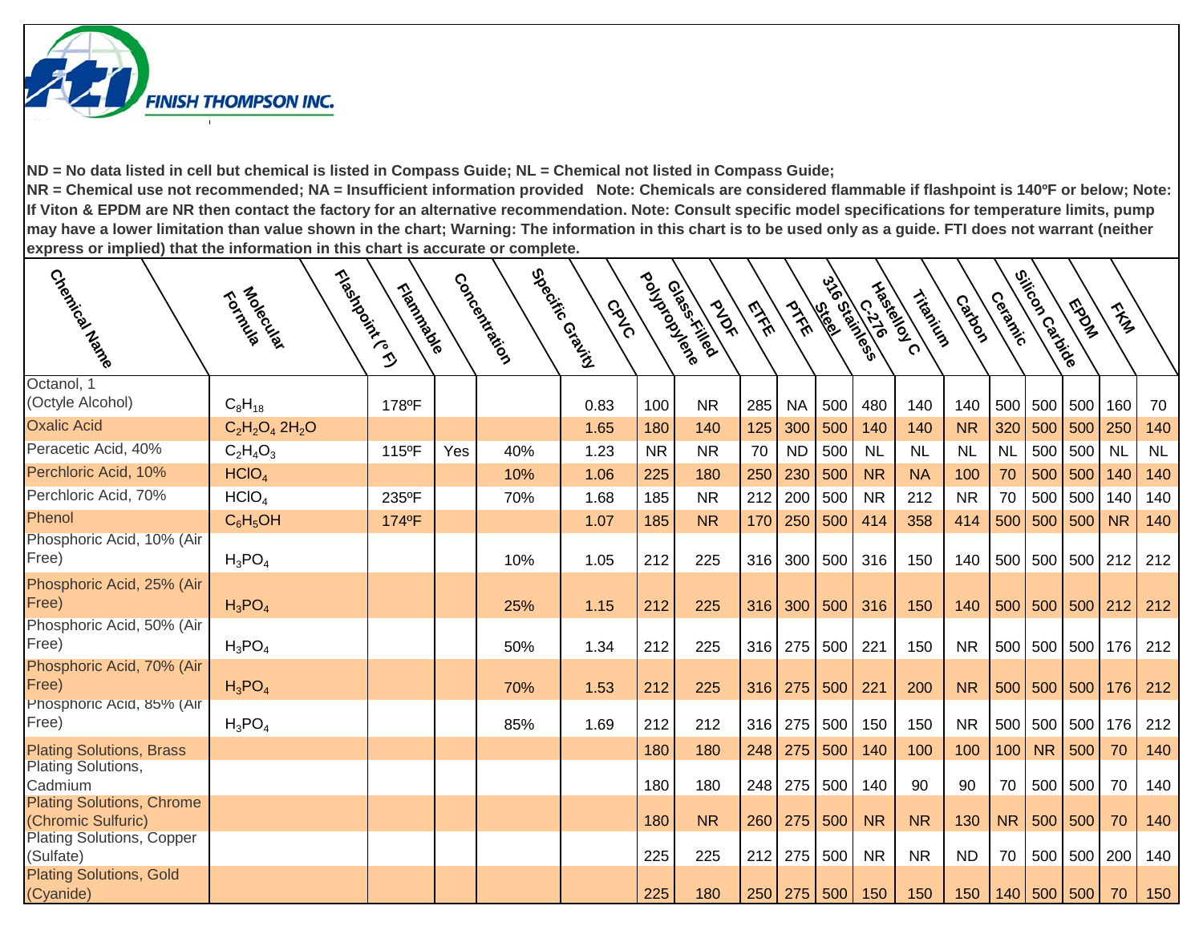FINISH THOMPSON INC.

**ND = No data listed in cell but chemical is listed in Compass Guide; NL = Chemical not listed in Compass Guide; NR = Chemical use not recommended; NA = Insufficient information provided   Note: Chemicals are considered flammable if flashpoint is 140ºF or below; Note: If Viton & EPDM are NR then contact the factory for an alternative recommendation. Note: Consult specific model specifications for temperature limits, pump may have a lower limitation than value shown in the chart; Warning: The information in this chart is to be used only as a guide. FTI does not warrant (neither express or implied) that the information in this chart is accurate or complete.**

| Chemical Name | Molecular Formula | Flashpoint (º F) | Flammable | Concentration | Specific Gravity | CPVC | Polypropylene | Glass-Filled PVDF | ETFE | PTFE | 316 Stainless Steel | Hastelloy C C-276 | Titanium | Carbon | Ceramic | Silicon Carbide | EPDM | FKM |
|---|---|---|---|---|---|---|---|---|---|---|---|---|---|---|---|---|---|---|
| Octanol, 1 (Octyle Alcohol) | $C_8H_{18}$ | 178ºF | | | 0.83 | 100 | NR | 285 | NA | 500 | 480 | 140 | 140 | 500 | 500 | 500 | 160 | 70 |
| Oxalic Acid | $C_2H_2O_4\ 2H_2O$ | | | | 1.65 | 180 | 140 | 125 | 300 | 500 | 140 | 140 | NR | 320 | 500 | 500 | 250 | 140 |
| Peracetic Acid, 40% | $C_2H_4O_3$ | 115ºF | Yes | 40% | 1.23 | NR | NR | 70 | ND | 500 | NL | NL | NL | NL | 500 | 500 | NL | NL |
| Perchloric Acid, 10% | $HClO_4$ | | | 10% | 1.06 | 225 | 180 | 250 | 230 | 500 | NR | NA | 100 | 70 | 500 | 500 | 140 | 140 |
| Perchloric Acid, 70% | $HClO_4$ | 235ºF | | 70% | 1.68 | 185 | NR | 212 | 200 | 500 | NR | 212 | NR | 70 | 500 | 500 | 140 | 140 |
| Phenol | $C_6H_5OH$ | 174ºF | | | 1.07 | 185 | NR | 170 | 250 | 500 | 414 | 358 | 414 | 500 | 500 | 500 | NR | 140 |
| Phosphoric Acid, 10% (Air Free) | $H_3PO_4$ | | | 10% | 1.05 | 212 | 225 | 316 | 300 | 500 | 316 | 150 | 140 | 500 | 500 | 500 | 212 | 212 |
| Phosphoric Acid, 25% (Air Free) | $H_3PO_4$ | | | 25% | 1.15 | 212 | 225 | 316 | 300 | 500 | 316 | 150 | 140 | 500 | 500 | 500 | 212 | 212 |
| Phosphoric Acid, 50% (Air Free) | $H_3PO_4$ | | | 50% | 1.34 | 212 | 225 | 316 | 275 | 500 | 221 | 150 | NR | 500 | 500 | 500 | 176 | 212 |
| Phosphoric Acid, 70% (Air Free) | $H_3PO_4$ | | | 70% | 1.53 | 212 | 225 | 316 | 275 | 500 | 221 | 200 | NR | 500 | 500 | 500 | 176 | 212 |
| Phosphoric Acid, 85% (Air Free) | $H_3PO_4$ | | | 85% | 1.69 | 212 | 212 | 316 | 275 | 500 | 150 | 150 | NR | 500 | 500 | 500 | 176 | 212 |
| Plating Solutions, Brass | | | | | | 180 | 180 | 248 | 275 | 500 | 140 | 100 | 100 | 100 | NR | 500 | 70 | 140 |
| Plating Solutions, Cadmium | | | | | | 180 | 180 | 248 | 275 | 500 | 140 | 90 | 90 | 70 | 500 | 500 | 70 | 140 |
| Plating Solutions, Chrome (Chromic Sulfuric) | | | | | | 180 | NR | 260 | 275 | 500 | NR | NR | 130 | NR | 500 | 500 | 70 | 140 |
| Plating Solutions, Copper (Sulfate) | | | | | | 225 | 225 | 212 | 275 | 500 | NR | NR | ND | 70 | 500 | 500 | 200 | 140 |
| Plating Solutions, Gold (Cyanide) | | | | | | 225 | 180 | 250 | 275 | 500 | 150 | 150 | 150 | 140 | 500 | 500 | 70 | 150 |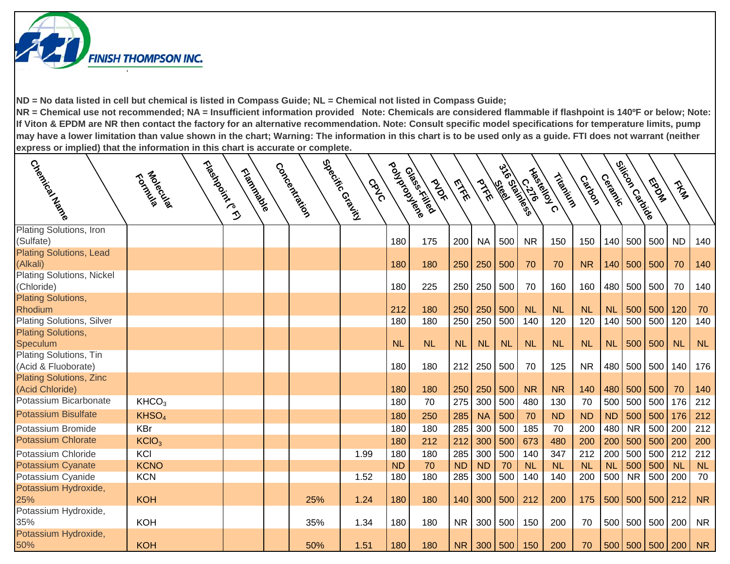FINISH THOMPSON INC.

**ND = No data listed in cell but chemical is listed in Compass Guide; NL = Chemical not listed in Compass Guide; NR = Chemical use not recommended; NA = Insufficient information provided Note: Chemicals are considered flammable if flashpoint is 140ºF or below; Note: If Viton & EPDM are NR then contact the factory for an alternative recommendation. Note: Consult specific model specifications for temperature limits, pump may have a lower limitation than value shown in the chart; Warning: The information in this chart is to be used only as a guide. FTI does not warrant (neither express or implied) that the information in this chart is accurate or complete.**

| Chemical Name | Molecular Formula | Flashpoint (° F) | Flammable | Concentration | Specific Gravity | CPVC | Polypropylene | Glass-Filled PVDF | PVDF | ETFE | PTFE | 316 Stainless Steel | Hastelloy C C-276 | Titanium | Carbon | Ceramic | Silicon Carbide | EPDM | FKM |
|---|---|---|---|---|---|---|---|---|---|---|---|---|---|---|---|---|---|---|---|
| Plating Solutions, Iron (Sulfate) | | | | | | 180 | 175 | 200 | NA | 500 | NR | 150 | 150 | 140 | 500 | 500 | ND | 140 | |
| Plating Solutions, Lead (Alkali) | | | | | | 180 | 180 | 250 | 250 | 500 | 70 | 70 | NR | 140 | 500 | 500 | 70 | 140 | |
| Plating Solutions, Nickel (Chloride) | | | | | | 180 | 225 | 250 | 250 | 500 | 70 | 160 | 160 | 480 | 500 | 500 | 70 | 140 | |
| Plating Solutions, Rhodium | | | | | | 212 | 180 | 250 | 250 | 500 | NL | NL | NL | NL | 500 | 500 | 120 | 70 | |
| Plating Solutions, Silver | | | | | | 180 | 180 | 250 | 250 | 500 | 140 | 120 | 120 | 140 | 500 | 500 | 120 | 140 | |
| Plating Solutions, Speculum | | | | | | NL | NL | NL | NL | NL | NL | NL | NL | NL | 500 | 500 | NL | NL | |
| Plating Solutions, Tin (Acid & Fluoborate) | | | | | | 180 | 180 | 212 | 250 | 500 | 70 | 125 | NR | 480 | 500 | 500 | 140 | 176 | |
| Plating Solutions, Zinc (Acid Chloride) | | | | | | 180 | 180 | 250 | 250 | 500 | NR | NR | 140 | 480 | 500 | 500 | 70 | 140 | |
| Potassium Bicarbonate | $KHCO_3$ | | | | | 180 | 70 | 275 | 300 | 500 | 480 | 130 | 70 | 500 | 500 | 500 | 176 | 212 | |
| Potassium Bisulfate | $KHSO_4$ | | | | | 180 | 250 | 285 | NA | 500 | 70 | ND | ND | ND | 500 | 500 | 176 | 212 | |
| Potassium Bromide | KBr | | | | | 180 | 180 | 285 | 300 | 500 | 185 | 70 | 200 | 480 | NR | 500 | 200 | 212 | |
| Potassium Chlorate | $KClO_3$ | | | | | 180 | 212 | 212 | 300 | 500 | 673 | 480 | 200 | 200 | 500 | 500 | 200 | 200 | |
| Potassium Chloride | KCl | | | | 1.99 | 180 | 180 | 285 | 300 | 500 | 140 | 347 | 212 | 200 | 500 | 500 | 212 | 212 | |
| Potassium Cyanate | KCNO | | | | | ND | 70 | ND | ND | 70 | NL | NL | NL | NL | 500 | 500 | NL | NL | |
| Potassium Cyanide | KCN | | | | 1.52 | 180 | 180 | 285 | 300 | 500 | 140 | 140 | 200 | 500 | NR | 500 | 200 | 70 | |
| Potassium Hydroxide, 25% | KOH | | | 25% | 1.24 | 180 | 180 | 140 | 300 | 500 | 212 | 200 | 175 | 500 | 500 | 500 | 212 | NR | |
| Potassium Hydroxide, 35% | KOH | | | 35% | 1.34 | 180 | 180 | NR | 300 | 500 | 150 | 200 | 70 | 500 | 500 | 500 | 200 | NR | |
| Potassium Hydroxide, 50% | KOH | | | 50% | 1.51 | 180 | 180 | NR | 300 | 500 | 150 | 200 | 70 | 500 | 500 | 500 | 200 | NR | |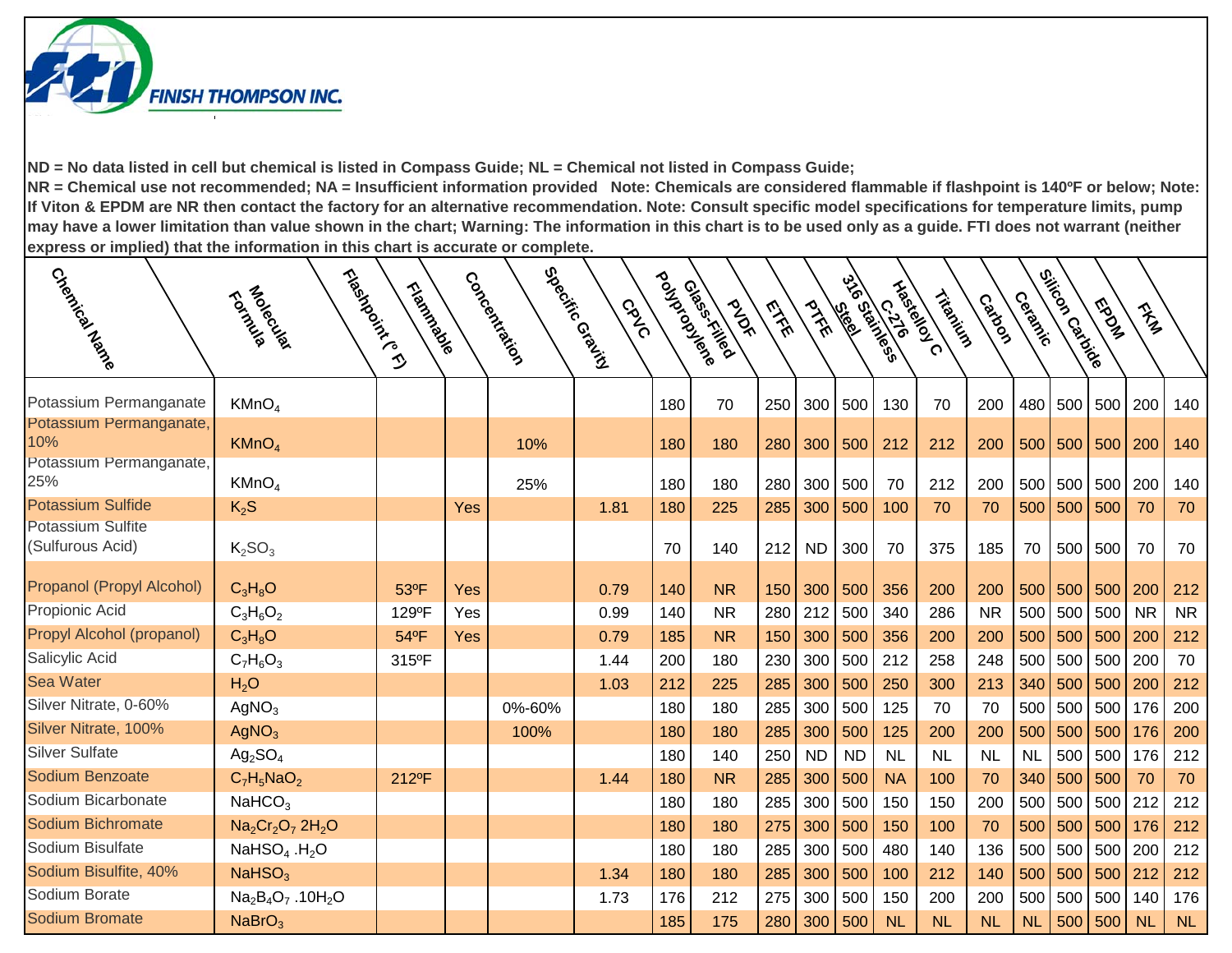**ND = No data listed in cell but chemical is listed in Compass Guide; NL = Chemical not listed in Compass Guide; NR = Chemical use not recommended; NA = Insufficient information provided Note: Chemicals are considered flammable if flashpoint is 140ºF or below; Note: If Viton & EPDM are NR then contact the factory for an alternative recommendation. Note: Consult specific model specifications for temperature limits, pump may have a lower limitation than value shown in the chart; Warning: The information in this chart is to be used only as a guide. FTI does not warrant (neither express or implied) that the information in this chart is accurate or complete.**

| Chemical Name | Molecular Formula | Flashpoint (° F) | Flammable | Concentration | Specific Gravity | CPVC | Glass-Filled Polypropylene | PVDF | ETFE | PTFE | 316 Stainless Steel | Hastelloy C C-276 | Titanium | Carbon | Ceramic | Silicon Carbide | EPDM | FKM |
|---|---|---|---|---|---|---|---|---|---|---|---|---|---|---|---|---|---|---|
| Potassium Permanganate | $KMnO_4$ | | | | | 180 | 70 | 250 | 300 | 500 | 130 | 70 | 200 | 480 | 500 | 500 | 200 | 140 |
| Potassium Permanganate, 10% | $KMnO_4$ | | | 10% | | 180 | 180 | 280 | 300 | 500 | 212 | 212 | 200 | 500 | 500 | 500 | 200 | 140 |
| Potassium Permanganate, 25% | $KMnO_4$ | | | 25% | | 180 | 180 | 280 | 300 | 500 | 70 | 212 | 200 | 500 | 500 | 500 | 200 | 140 |
| Potassium Sulfide | $K_2S$ | | Yes | | 1.81 | 180 | 225 | 285 | 300 | 500 | 100 | 70 | 70 | 500 | 500 | 500 | 70 | 70 |
| Potassium Sulfite (Sulfurous Acid) | $K_2SO_3$ | | | | | 70 | 140 | 212 | ND | 300 | 70 | 375 | 185 | 70 | 500 | 500 | 70 | 70 |
| Propanol (Propyl Alcohol) | $C_3H_8O$ | 53ºF | Yes | | 0.79 | 140 | NR | 150 | 300 | 500 | 356 | 200 | 200 | 500 | 500 | 500 | 200 | 212 |
| Propionic Acid | $C_3H_6O_2$ | 129ºF | Yes | | 0.99 | 140 | NR | 280 | 212 | 500 | 340 | 286 | NR | 500 | 500 | 500 | NR | NR |
| Propyl Alcohol (propanol) | $C_3H_8O$ | 54ºF | Yes | | 0.79 | 185 | NR | 150 | 300 | 500 | 356 | 200 | 200 | 500 | 500 | 500 | 200 | 212 |
| Salicylic Acid | $C_7H_6O_3$ | 315ºF | | | 1.44 | 200 | 180 | 230 | 300 | 500 | 212 | 258 | 248 | 500 | 500 | 500 | 200 | 70 |
| Sea Water | $H_2O$ | | | | 1.03 | 212 | 225 | 285 | 300 | 500 | 250 | 300 | 213 | 340 | 500 | 500 | 200 | 212 |
| Silver Nitrate, 0-60% | $AgNO_3$ | | | 0%-60% | | 180 | 180 | 285 | 300 | 500 | 125 | 70 | 70 | 500 | 500 | 500 | 176 | 200 |
| Silver Nitrate, 100% | $AgNO_3$ | | | 100% | | 180 | 180 | 285 | 300 | 500 | 125 | 200 | 200 | 500 | 500 | 500 | 176 | 200 |
| Silver Sulfate | $Ag_2SO_4$ | | | | | 180 | 140 | 250 | ND | ND | NL | NL | NL | NL | 500 | 500 | 176 | 212 |
| Sodium Benzoate | $C_7H_5NaO_2$ | 212ºF | | | 1.44 | 180 | NR | 285 | 300 | 500 | NA | 100 | 70 | 340 | 500 | 500 | 70 | 70 |
| Sodium Bicarbonate | $NaHCO_3$ | | | | | 180 | 180 | 285 | 300 | 500 | 150 | 150 | 200 | 500 | 500 | 500 | 212 | 212 |
| Sodium Bichromate | $Na_2Cr_2O_7\ 2H_2O$ | | | | | 180 | 180 | 275 | 300 | 500 | 150 | 100 | 70 | 500 | 500 | 500 | 176 | 212 |
| Sodium Bisulfate | $NaHSO_4\ .H_2O$ | | | | | 180 | 180 | 285 | 300 | 500 | 480 | 140 | 136 | 500 | 500 | 500 | 200 | 212 |
| Sodium Bisulfite, 40% | $NaHSO_3$ | | | | 1.34 | 180 | 180 | 285 | 300 | 500 | 100 | 212 | 140 | 500 | 500 | 500 | 212 | 212 |
| Sodium Borate | $Na_2B_4O_7\ .10H_2O$ | | | | 1.73 | 176 | 212 | 275 | 300 | 500 | 150 | 200 | 200 | 500 | 500 | 500 | 140 | 176 |
| Sodium Bromate | $NaBrO_3$ | | | | | 185 | 175 | 280 | 300 | 500 | NL | NL | NL | NL | 500 | 500 | NL | NL |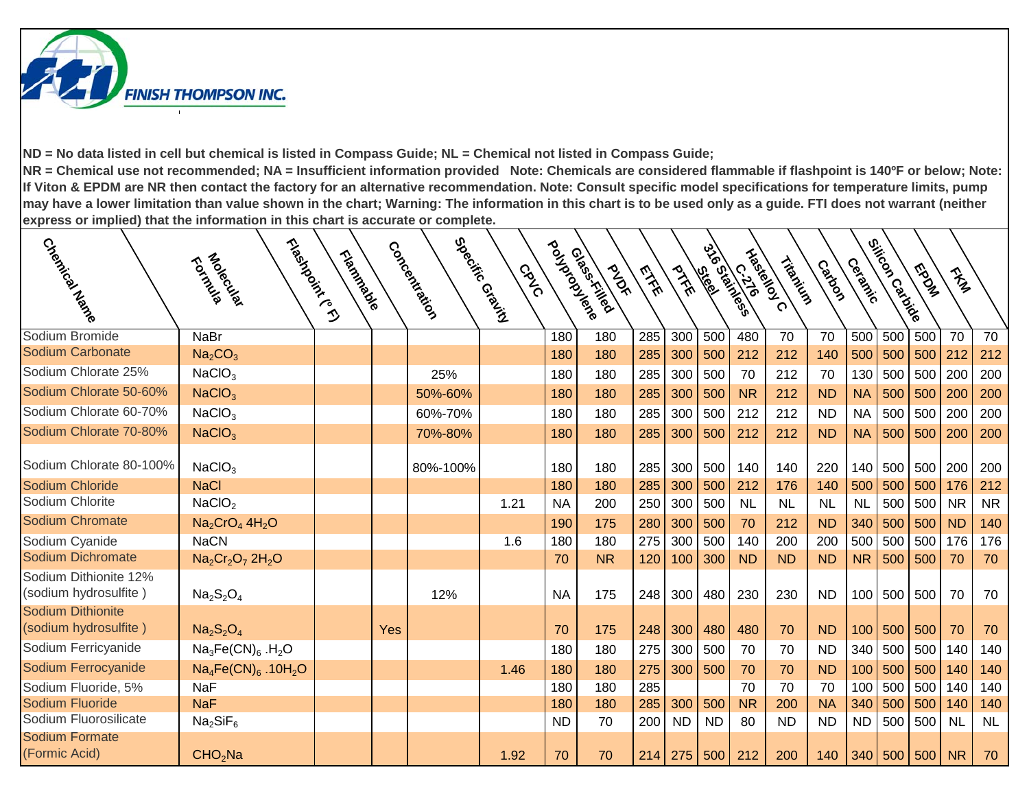**FINISH THOMPSON INC.**

**ND = No data listed in cell but chemical is listed in Compass Guide; NL = Chemical not listed in Compass Guide; NR = Chemical use not recommended; NA = Insufficient information provided Note: Chemicals are considered flammable if flashpoint is 140ºF or below; Note: If Viton & EPDM are NR then contact the factory for an alternative recommendation. Note: Consult specific model specifications for temperature limits, pump may have a lower limitation than value shown in the chart; Warning: The information in this chart is to be used only as a guide. FTI does not warrant (neither express or implied) that the information in this chart is accurate or complete.**

| Chemical Name | Molecular Formula | Flashpoint (° F) | Flammable | Concentration | Specific Gravity | CPVC | Polypropylene Glass-Filled | PVDF | ETFE | PTFE | 316 Stainless Steel | Hastelloy C C-276 | Titanium | Carbon | Ceramic | Silicon Carbide | EPDM | FKM |
|---|---|---|---|---|---|---|---|---|---|---|---|---|---|---|---|---|---|---|
| Sodium Bromide | NaBr | | | | | 180 | 180 | 285 | 300 | 500 | 480 | 70 | 70 | 500 | 500 | 500 | 70 | 70 |
| Sodium Carbonate | $Na_2CO_3$ | | | | | 180 | 180 | 285 | 300 | 500 | 212 | 212 | 140 | 500 | 500 | 500 | 212 | 212 |
| Sodium Chlorate 25% | $NaClO_3$ | | | 25% | | 180 | 180 | 285 | 300 | 500 | 70 | 212 | 70 | 130 | 500 | 500 | 200 | 200 |
| Sodium Chlorate 50-60% | $NaClO_3$ | | | 50%-60% | | 180 | 180 | 285 | 300 | 500 | NR | 212 | ND | NA | 500 | 500 | 200 | 200 |
| Sodium Chlorate 60-70% | $NaClO_3$ | | | 60%-70% | | 180 | 180 | 285 | 300 | 500 | 212 | 212 | ND | NA | 500 | 500 | 200 | 200 |
| Sodium Chlorate 70-80% | $NaClO_3$ | | | 70%-80% | | 180 | 180 | 285 | 300 | 500 | 212 | 212 | ND | NA | 500 | 500 | 200 | 200 |
| Sodium Chlorate 80-100% | $NaClO_3$ | | | 80%-100% | | 180 | 180 | 285 | 300 | 500 | 140 | 140 | 220 | 140 | 500 | 500 | 200 | 200 |
| Sodium Chloride | NaCl | | | | | 180 | 180 | 285 | 300 | 500 | 212 | 176 | 140 | 500 | 500 | 500 | 176 | 212 |
| Sodium Chlorite | $NaClO_2$ | | | | 1.21 | NA | 200 | 250 | 300 | 500 | NL | NL | NL | NL | 500 | 500 | NR | NR |
| Sodium Chromate | $Na_2CrO_4$ $4H_2O$ | | | | | 190 | 175 | 280 | 300 | 500 | 70 | 212 | ND | 340 | 500 | 500 | ND | 140 |
| Sodium Cyanide | NaCN | | | | 1.6 | 180 | 180 | 275 | 300 | 500 | 140 | 200 | 200 | 500 | 500 | 500 | 176 | 176 |
| Sodium Dichromate | $Na_2Cr_2O_7$ $2H_2O$ | | | | | 70 | NR | 120 | 100 | 300 | ND | ND | ND | NR | 500 | 500 | 70 | 70 |
| Sodium Dithionite 12% (sodium hydrosulfite ) | $Na_2S_2O_4$ | | | 12% | | NA | 175 | 248 | 300 | 480 | 230 | 230 | ND | 100 | 500 | 500 | 70 | 70 |
| Sodium Dithionite (sodium hydrosulfite ) | $Na_2S_2O_4$ | | Yes | | | 70 | 175 | 248 | 300 | 480 | 480 | 70 | ND | 100 | 500 | 500 | 70 | 70 |
| Sodium Ferricyanide | $Na_3Fe(CN)_6$ $.H_2O$ | | | | | 180 | 180 | 275 | 300 | 500 | 70 | 70 | ND | 340 | 500 | 500 | 140 | 140 |
| Sodium Ferrocyanide | $Na_4Fe(CN)_6$ $.10H_2O$ | | | | 1.46 | 180 | 180 | 275 | 300 | 500 | 70 | 70 | ND | 100 | 500 | 500 | 140 | 140 |
| Sodium Fluoride, 5% | NaF | | | | | 180 | 180 | 285 | | | 70 | 70 | 70 | 100 | 500 | 500 | 140 | 140 |
| Sodium Fluoride | NaF | | | | | 180 | 180 | 285 | 300 | 500 | NR | 200 | NA | 340 | 500 | 500 | 140 | 140 |
| Sodium Fluorosilicate | $Na_2SiF_6$ | | | | | ND | 70 | 200 | ND | ND | 80 | ND | ND | ND | 500 | 500 | NL | NL |
| Sodium Formate (Formic Acid) | $CHO_2Na$ | | | | 1.92 | 70 | 70 | 214 | 275 | 500 | 212 | 200 | 140 | 340 | 500 | 500 | NR | 70 |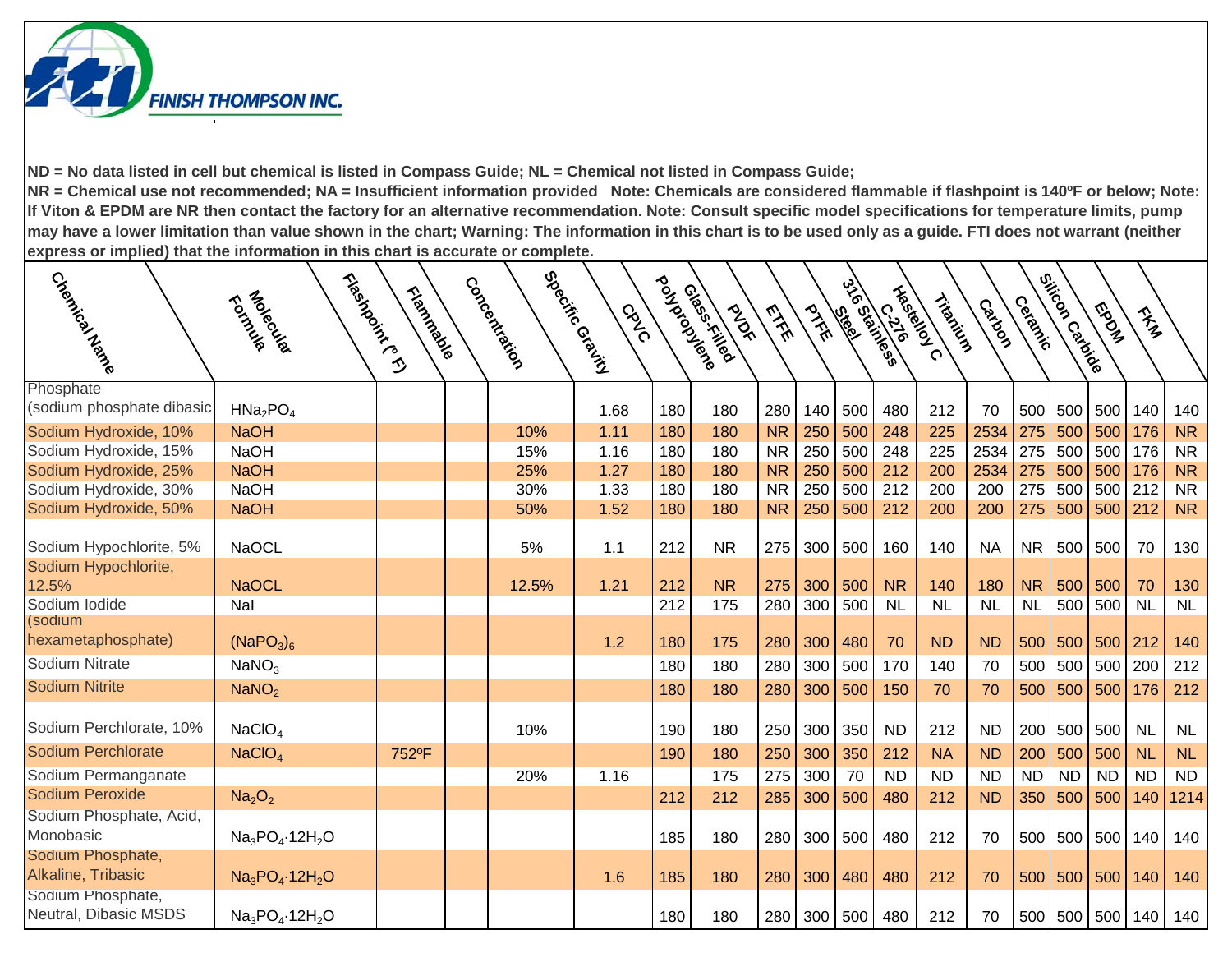**ND = No data listed in cell but chemical is listed in Compass Guide; NL = Chemical not listed in Compass Guide; NR = Chemical use not recommended; NA = Insufficient information provided Note: Chemicals are considered flammable if flashpoint is 140ºF or below; Note: If Viton & EPDM are NR then contact the factory for an alternative recommendation. Note: Consult specific model specifications for temperature limits, pump may have a lower limitation than value shown in the chart; Warning: The information in this chart is to be used only as a guide. FTI does not warrant (neither express or implied) that the information in this chart is accurate or complete.**

| Chemical Name | Molecular Formula | Flashpoint (° F) | Flammable | Concentration | Specific Gravity | CPVC | Glass-Filled Polypropylene | PVDF | ETFE | PTFE | 316 Stainless Steel | Hastelloy C C-276 | Titanium | Carbon | Ceramic | Silicon Carbide | EPDM | FKM |
|---|---|---|---|---|---|---|---|---|---|---|---|---|---|---|---|---|---|---|
| Phosphate (sodium phosphate dibasic | $HNa_2PO_4$ | | | | 1.68 | 180 | 180 | 280 | 140 | 500 | 480 | 212 | 70 | 500 | 500 | 500 | 140 | 140 |
| Sodium Hydroxide, 10% | NaOH | | | 10% | 1.11 | 180 | 180 | NR | 250 | 500 | 248 | 225 | 2534 | 275 | 500 | 500 | 176 | NR |
| Sodium Hydroxide, 15% | NaOH | | | 15% | 1.16 | 180 | 180 | NR | 250 | 500 | 248 | 225 | 2534 | 275 | 500 | 500 | 176 | NR |
| Sodium Hydroxide, 25% | NaOH | | | 25% | 1.27 | 180 | 180 | NR | 250 | 500 | 212 | 200 | 2534 | 275 | 500 | 500 | 176 | NR |
| Sodium Hydroxide, 30% | NaOH | | | 30% | 1.33 | 180 | 180 | NR | 250 | 500 | 212 | 200 | 200 | 275 | 500 | 500 | 212 | NR |
| Sodium Hydroxide, 50% | NaOH | | | 50% | 1.52 | 180 | 180 | NR | 250 | 500 | 212 | 200 | 200 | 275 | 500 | 500 | 212 | NR |
| Sodium Hypochlorite, 5% | NaOCL | | | 5% | 1.1 | 212 | NR | 275 | 300 | 500 | 160 | 140 | NA | NR | 500 | 500 | 70 | 130 |
| Sodium Hypochlorite, 12.5% | NaOCL | | | 12.5% | 1.21 | 212 | NR | 275 | 300 | 500 | NR | 140 | 180 | NR | 500 | 500 | 70 | 130 |
| Sodium Iodide | NaI | | | | | 212 | 175 | 280 | 300 | 500 | NL | NL | NL | NL | 500 | 500 | NL | NL |
| (sodium hexametaphosphate) | $(NaPO_3)_6$ | | | | 1.2 | 180 | 175 | 280 | 300 | 480 | 70 | ND | ND | 500 | 500 | 500 | 212 | 140 |
| Sodium Nitrate | $NaNO_3$ | | | | | 180 | 180 | 280 | 300 | 500 | 170 | 140 | 70 | 500 | 500 | 500 | 200 | 212 |
| Sodium Nitrite | $NaNO_2$ | | | | | 180 | 180 | 280 | 300 | 500 | 150 | 70 | 70 | 500 | 500 | 500 | 176 | 212 |
| Sodium Perchlorate, 10% | $NaClO_4$ | | | 10% | | 190 | 180 | 250 | 300 | 350 | ND | 212 | ND | 200 | 500 | 500 | NL | NL |
| Sodium Perchlorate | $NaClO_4$ | 752ºF | | | | 190 | 180 | 250 | 300 | 350 | 212 | NA | ND | 200 | 500 | 500 | NL | NL |
| Sodium Permanganate | | | | 20% | 1.16 | | 175 | 275 | 300 | 70 | ND | ND | ND | ND | ND | ND | ND | ND |
| Sodium Peroxide | $Na_2O_2$ | | | | | 212 | 212 | 285 | 300 | 500 | 480 | 212 | ND | 350 | 500 | 500 | 140 | 1214 |
| Sodium Phosphate, Acid, Monobasic | $Na_3PO_4·12H_2O$ | | | | | 185 | 180 | 280 | 300 | 500 | 480 | 212 | 70 | 500 | 500 | 500 | 140 | 140 |
| Sodium Phosphate, Alkaline, Tribasic | $Na_3PO_4·12H_2O$ | | | | 1.6 | 185 | 180 | 280 | 300 | 480 | 480 | 212 | 70 | 500 | 500 | 500 | 140 | 140 |
| Sodium Phosphate, Neutral, Dibasic MSDS | $Na_3PO_4·12H_2O$ | | | | | 180 | 180 | 280 | 300 | 500 | 480 | 212 | 70 | 500 | 500 | 500 | 140 | 140 |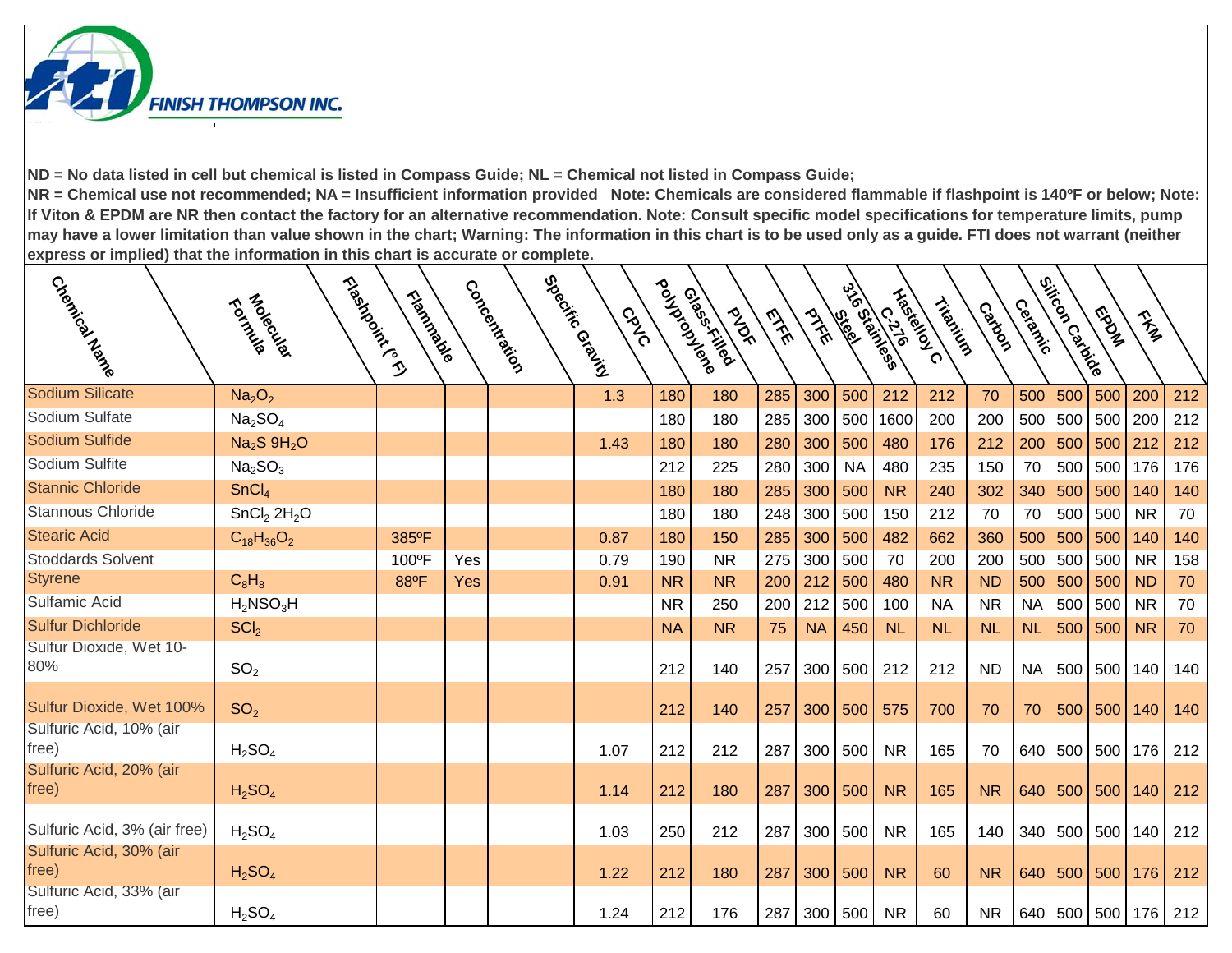**FINISH THOMPSON INC.**

**ND = No data listed in cell but chemical is listed in Compass Guide; NL = Chemical not listed in Compass Guide; NR = Chemical use not recommended; NA = Insufficient information provided Note: Chemicals are considered flammable if flashpoint is 140ºF or below; Note: If Viton & EPDM are NR then contact the factory for an alternative recommendation. Note: Consult specific model specifications for temperature limits, pump may have a lower limitation than value shown in the chart; Warning: The information in this chart is to be used only as a guide. FTI does not warrant (neither express or implied) that the information in this chart is accurate or complete.**

| Chemical Name | Molecular Formula | Flashpoint (º F) | Flammable | Concentration | Specific Gravity | CPVC | Glass-Filled Polypropylene | PVDF | ETFE | PTFE | 316 Stainless Steel | Hastelloy C C-276 | Titanium | Carbon | Ceramic | Silicon Carbide | EPDM | FKM |
|---|---|---|---|---|---|---|---|---|---|---|---|---|---|---|---|---|---|---|
| Sodium Silicate | $Na_2O_2$ | | | | 1.3 | 180 | 180 | 285 | 300 | 500 | 212 | 212 | 70 | 500 | 500 | 500 | 200 | 212 |
| Sodium Sulfate | $Na_2SO_4$ | | | | | 180 | 180 | 285 | 300 | 500 | 1600 | 200 | 200 | 500 | 500 | 500 | 200 | 212 |
| Sodium Sulfide | $Na_2S\ 9H_2O$ | | | | 1.43 | 180 | 180 | 280 | 300 | 500 | 480 | 176 | 212 | 200 | 500 | 500 | 212 | 212 |
| Sodium Sulfite | $Na_2SO_3$ | | | | | 212 | 225 | 280 | 300 | NA | 480 | 235 | 150 | 70 | 500 | 500 | 176 | 176 |
| Stannic Chloride | $SnCl_4$ | | | | | 180 | 180 | 285 | 300 | 500 | NR | 240 | 302 | 340 | 500 | 500 | 140 | 140 |
| Stannous Chloride | $SnCl_2\ 2H_2O$ | | | | | 180 | 180 | 248 | 300 | 500 | 150 | 212 | 70 | 70 | 500 | 500 | NR | 70 |
| Stearic Acid | $C_{18}H_{36}O_2$ | 385ºF | | | 0.87 | 180 | 150 | 285 | 300 | 500 | 482 | 662 | 360 | 500 | 500 | 500 | 140 | 140 |
| Stoddards Solvent | | 100ºF | Yes | | 0.79 | 190 | NR | 275 | 300 | 500 | 70 | 200 | 200 | 500 | 500 | 500 | NR | 158 |
| Styrene | $C_8H_8$ | 88ºF | Yes | | 0.91 | NR | NR | 200 | 212 | 500 | 480 | NR | ND | 500 | 500 | 500 | ND | 70 |
| Sulfamic Acid | $H_2NSO_3H$ | | | | | NR | 250 | 200 | 212 | 500 | 100 | NA | NR | NA | 500 | 500 | NR | 70 |
| Sulfur Dichloride | $SCl_2$ | | | | | NA | NR | 75 | NA | 450 | NL | NL | NL | NL | 500 | 500 | NR | 70 |
| Sulfur Dioxide, Wet 10-80% | $SO_2$ | | | | | 212 | 140 | 257 | 300 | 500 | 212 | 212 | ND | NA | 500 | 500 | 140 | 140 |
| Sulfur Dioxide, Wet 100% | $SO_2$ | | | | | 212 | 140 | 257 | 300 | 500 | 575 | 700 | 70 | 70 | 500 | 500 | 140 | 140 |
| Sulfuric Acid, 10% (air free) | $H_2SO_4$ | | | | 1.07 | 212 | 212 | 287 | 300 | 500 | NR | 165 | 70 | 640 | 500 | 500 | 176 | 212 |
| Sulfuric Acid, 20% (air free) | $H_2SO_4$ | | | | 1.14 | 212 | 180 | 287 | 300 | 500 | NR | 165 | NR | 640 | 500 | 500 | 140 | 212 |
| Sulfuric Acid, 3% (air free) | $H_2SO_4$ | | | | 1.03 | 250 | 212 | 287 | 300 | 500 | NR | 165 | 140 | 340 | 500 | 500 | 140 | 212 |
| Sulfuric Acid, 30% (air free) | $H_2SO_4$ | | | | 1.22 | 212 | 180 | 287 | 300 | 500 | NR | 60 | NR | 640 | 500 | 500 | 176 | 212 |
| Sulfuric Acid, 33% (air free) | $H_2SO_4$ | | | | 1.24 | 212 | 176 | 287 | 300 | 500 | NR | 60 | NR | 640 | 500 | 500 | 176 | 212 |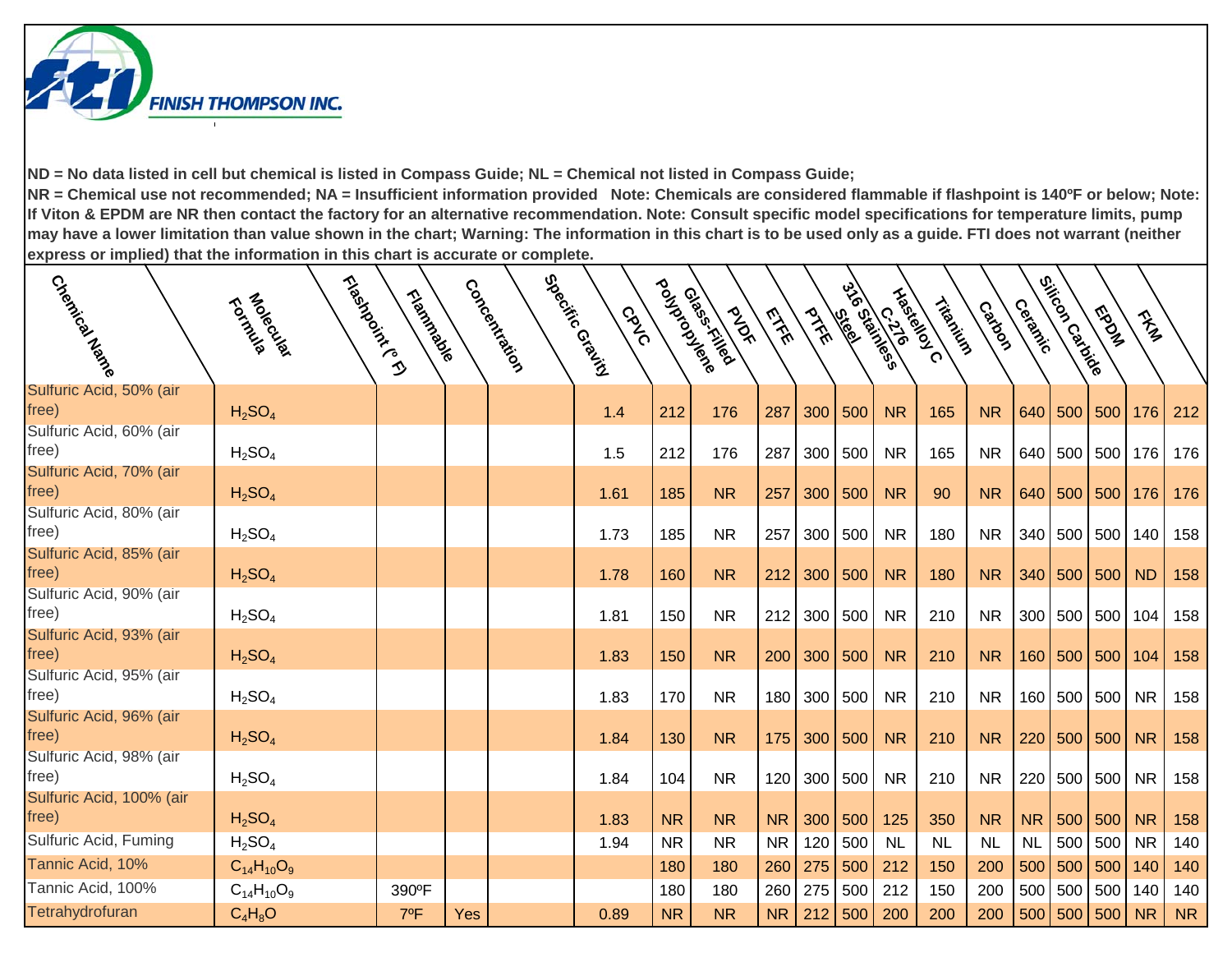ND = No data listed in cell but chemical is listed in Compass Guide; NL = Chemical not listed in Compass Guide;
NR = Chemical use not recommended; NA = Insufficient information provided Note: Chemicals are considered flammable if flashpoint is 140ºF or below; Note: If Viton & EPDM are NR then contact the factory for an alternative recommendation. Note: Consult specific model specifications for temperature limits, pump may have a lower limitation than value shown in the chart; Warning: The information in this chart is to be used only as a guide. FTI does not warrant (neither express or implied) that the information in this chart is accurate or complete.

| Chemical Name | Molecular Formula | Flashpoint (º F) | Flammable | Concentration | Specific Gravity | CPVC | Glass-Filled Polypropylene | PVDF | ETFE | PTFE | 316 Stainless Steel | Hastelloy C C-276 | Titanium | Carbon | Ceramic | Silicon Carbide | EPDM | FKM |
|---|---|---|---|---|---|---|---|---|---|---|---|---|---|---|---|---|---|---|
| Sulfuric Acid, 50% (air free) | $H_2SO_4$ | | | | 1.4 | 212 | 176 | 287 | 300 | 500 | NR | 165 | NR | 640 | 500 | 500 | 176 | 212 |
| Sulfuric Acid, 60% (air free) | $H_2SO_4$ | | | | 1.5 | 212 | 176 | 287 | 300 | 500 | NR | 165 | NR | 640 | 500 | 500 | 176 | 176 |
| Sulfuric Acid, 70% (air free) | $H_2SO_4$ | | | | 1.61 | 185 | NR | 257 | 300 | 500 | NR | 90 | NR | 640 | 500 | 500 | 176 | 176 |
| Sulfuric Acid, 80% (air free) | $H_2SO_4$ | | | | 1.73 | 185 | NR | 257 | 300 | 500 | NR | 180 | NR | 340 | 500 | 500 | 140 | 158 |
| Sulfuric Acid, 85% (air free) | $H_2SO_4$ | | | | 1.78 | 160 | NR | 212 | 300 | 500 | NR | 180 | NR | 340 | 500 | 500 | ND | 158 |
| Sulfuric Acid, 90% (air free) | $H_2SO_4$ | | | | 1.81 | 150 | NR | 212 | 300 | 500 | NR | 210 | NR | 300 | 500 | 500 | 104 | 158 |
| Sulfuric Acid, 93% (air free) | $H_2SO_4$ | | | | 1.83 | 150 | NR | 200 | 300 | 500 | NR | 210 | NR | 160 | 500 | 500 | 104 | 158 |
| Sulfuric Acid, 95% (air free) | $H_2SO_4$ | | | | 1.83 | 170 | NR | 180 | 300 | 500 | NR | 210 | NR | 160 | 500 | 500 | NR | 158 |
| Sulfuric Acid, 96% (air free) | $H_2SO_4$ | | | | 1.84 | 130 | NR | 175 | 300 | 500 | NR | 210 | NR | 220 | 500 | 500 | NR | 158 |
| Sulfuric Acid, 98% (air free) | $H_2SO_4$ | | | | 1.84 | 104 | NR | 120 | 300 | 500 | NR | 210 | NR | 220 | 500 | 500 | NR | 158 |
| Sulfuric Acid, 100% (air free) | $H_2SO_4$ | | | | 1.83 | NR | NR | NR | 300 | 500 | 125 | 350 | NR | NR | 500 | 500 | NR | 158 |
| Sulfuric Acid, Fuming | $H_2SO_4$ | | | | 1.94 | NR | NR | NR | 120 | 500 | NL | NL | NL | NL | 500 | 500 | NR | 140 |
| Tannic Acid, 10% | $C_{14}H_{10}O_9$ | | | | | 180 | 180 | 260 | 275 | 500 | 212 | 150 | 200 | 500 | 500 | 500 | 140 | 140 |
| Tannic Acid, 100% | $C_{14}H_{10}O_9$ | 390ºF | | | | 180 | 180 | 260 | 275 | 500 | 212 | 150 | 200 | 500 | 500 | 500 | 140 | 140 |
| Tetrahydrofuran | $C_4H_8O$ | 7ºF | Yes | | 0.89 | NR | NR | NR | 212 | 500 | 200 | 200 | 200 | 500 | 500 | 500 | NR | NR |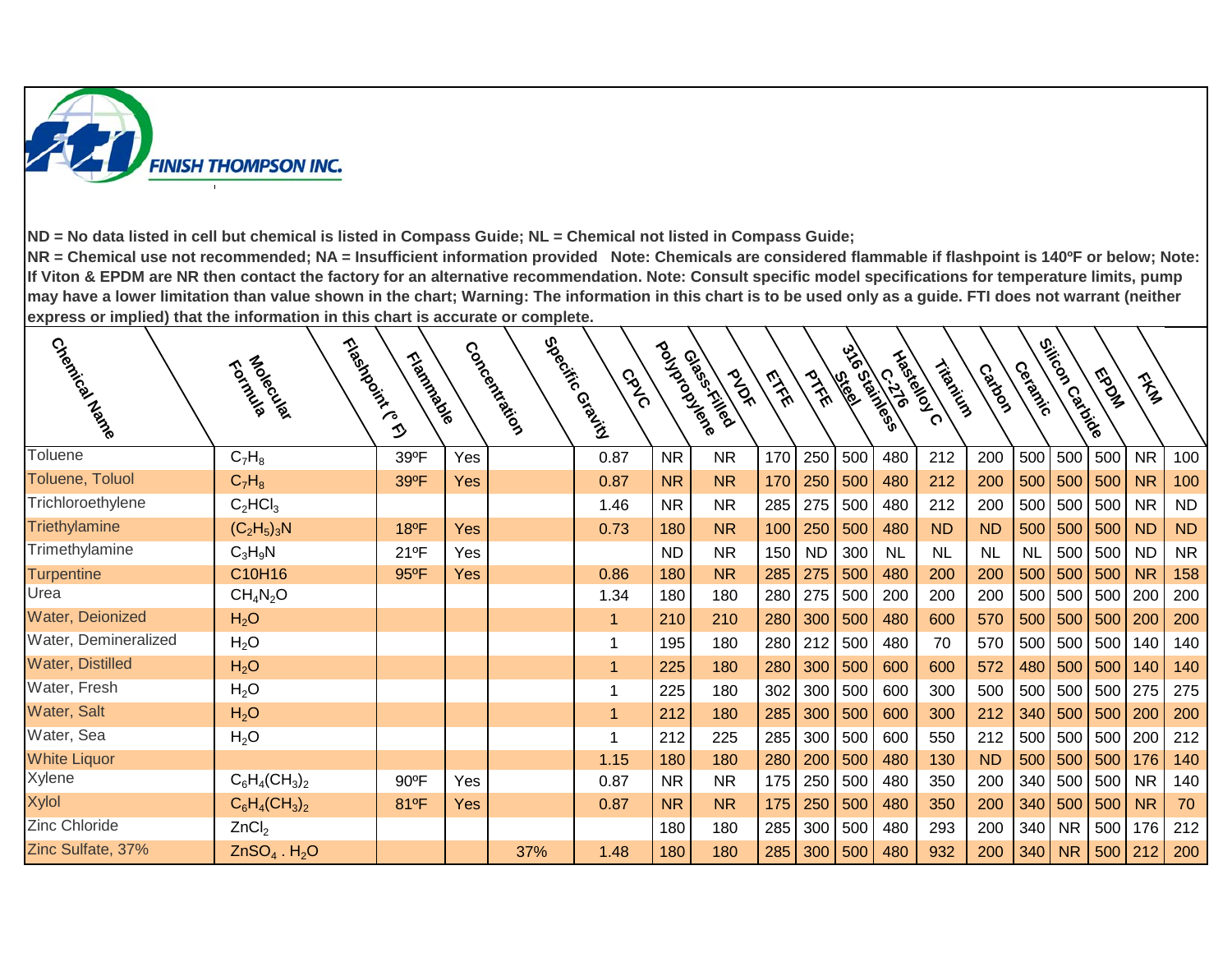FINISH THOMPSON INC.

**ND = No data listed in cell but chemical is listed in Compass Guide; NL = Chemical not listed in Compass Guide;**
**NR = Chemical use not recommended; NA = Insufficient information provided Note: Chemicals are considered flammable if flashpoint is 140ºF or below; Note: If Viton & EPDM are NR then contact the factory for an alternative recommendation. Note: Consult specific model specifications for temperature limits, pump may have a lower limitation than value shown in the chart; Warning: The information in this chart is to be used only as a guide. FTI does not warrant (neither express or implied) that the information in this chart is accurate or complete.**

| Chemical Name | Molecular Formula | Flashpoint (° F) | Flammable | Concentration | Specific Gravity | CPVC | Polypropylene | Glass-Filled PVDF | ETFE | PTFE | 316 Stainless Steel | Hastelloy C C-276 | Titanium | Carbon | Ceramic | Silicon Carbide | EPDM | FKM |
|---|---|---|---|---|---|---|---|---|---|---|---|---|---|---|---|---|---|---|
| Toluene | $C_7H_8$ | 39ºF | Yes | | 0.87 | NR | NR | 170 | 250 | 500 | 480 | 212 | 200 | 500 | 500 | 500 | NR | 100 |
| Toluene, Toluol | $C_7H_8$ | 39ºF | Yes | | 0.87 | NR | NR | 170 | 250 | 500 | 480 | 212 | 200 | 500 | 500 | 500 | NR | 100 |
| Trichloroethylene | $C_2HCl_3$ | | | | 1.46 | NR | NR | 285 | 275 | 500 | 480 | 212 | 200 | 500 | 500 | 500 | NR | ND |
| Triethylamine | $(C_2H_5)_3N$ | 18ºF | Yes | | 0.73 | 180 | NR | 100 | 250 | 500 | 480 | ND | ND | 500 | 500 | 500 | ND | ND |
| Trimethylamine | $C_3H_9N$ | 21ºF | Yes | | | ND | NR | 150 | ND | 300 | NL | NL | NL | NL | 500 | 500 | ND | NR |
| Turpentine | C10H16 | 95ºF | Yes | | 0.86 | 180 | NR | 285 | 275 | 500 | 480 | 200 | 200 | 500 | 500 | 500 | NR | 158 |
| Urea | $CH_4N_2O$ | | | | 1.34 | 180 | 180 | 280 | 275 | 500 | 200 | 200 | 200 | 500 | 500 | 500 | 200 | 200 |
| Water, Deionized | $H_2O$ | | | | 1 | 210 | 210 | 280 | 300 | 500 | 480 | 600 | 570 | 500 | 500 | 500 | 200 | 200 |
| Water, Demineralized | $H_2O$ | | | | 1 | 195 | 180 | 280 | 212 | 500 | 480 | 70 | 570 | 500 | 500 | 500 | 140 | 140 |
| Water, Distilled | $H_2O$ | | | | 1 | 225 | 180 | 280 | 300 | 500 | 600 | 600 | 572 | 480 | 500 | 500 | 140 | 140 |
| Water, Fresh | $H_2O$ | | | | 1 | 225 | 180 | 302 | 300 | 500 | 600 | 300 | 500 | 500 | 500 | 500 | 275 | 275 |
| Water, Salt | $H_2O$ | | | | 1 | 212 | 180 | 285 | 300 | 500 | 600 | 300 | 212 | 340 | 500 | 500 | 200 | 200 |
| Water, Sea | $H_2O$ | | | | 1 | 212 | 225 | 285 | 300 | 500 | 600 | 550 | 212 | 500 | 500 | 500 | 200 | 212 |
| White Liquor | | | | | 1.15 | 180 | 180 | 280 | 200 | 500 | 480 | 130 | ND | 500 | 500 | 500 | 176 | 140 |
| Xylene | $C_6H_4(CH_3)_2$ | 90ºF | Yes | | 0.87 | NR | NR | 175 | 250 | 500 | 480 | 350 | 200 | 340 | 500 | 500 | NR | 140 |
| Xylol | $C_6H_4(CH_3)_2$ | 81ºF | Yes | | 0.87 | NR | NR | 175 | 250 | 500 | 480 | 350 | 200 | 340 | 500 | 500 | NR | 70 |
| Zinc Chloride | $ZnCl_2$ | | | | | 180 | 180 | 285 | 300 | 500 | 480 | 293 | 200 | 340 | NR | 500 | 176 | 212 |
| Zinc Sulfate, 37% | $ZnSO_4 \cdot H_2O$ | | | 37% | 1.48 | 180 | 180 | 285 | 300 | 500 | 480 | 932 | 200 | 340 | NR | 500 | 212 | 200 |